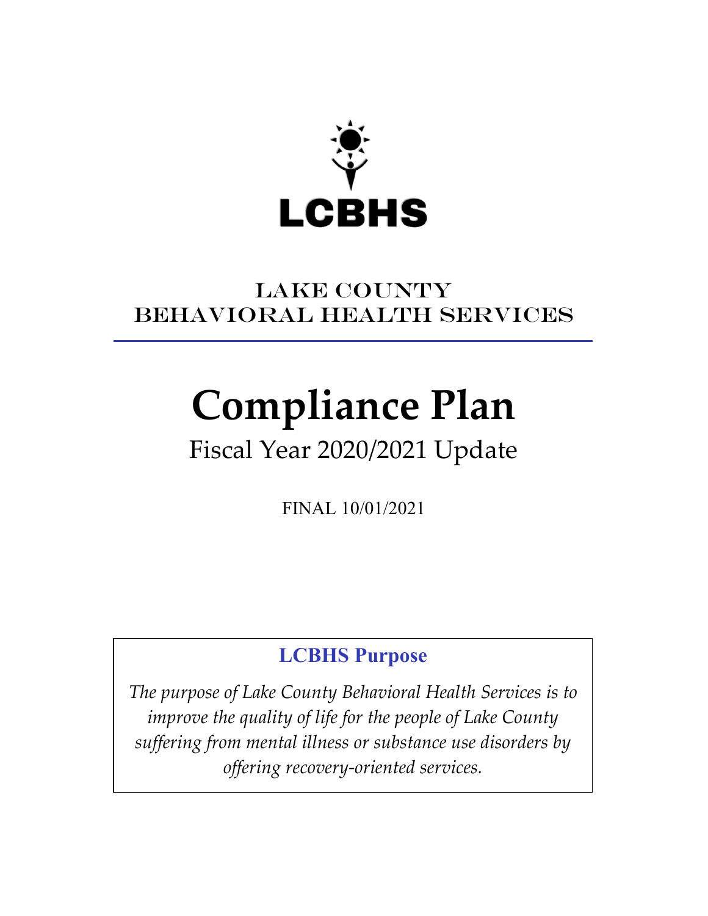LCBHS

# Lake County Behavioral Health Services

# Compliance Plan

## Fiscal Year 2020/2021 Update

FINAL 10/01/2021

**LCBHS Purpose**

*The purpose of Lake County Behavioral Health Services is to improve the quality of life for the people of Lake County suffering from mental illness or substance use disorders by offering recovery-oriented services.*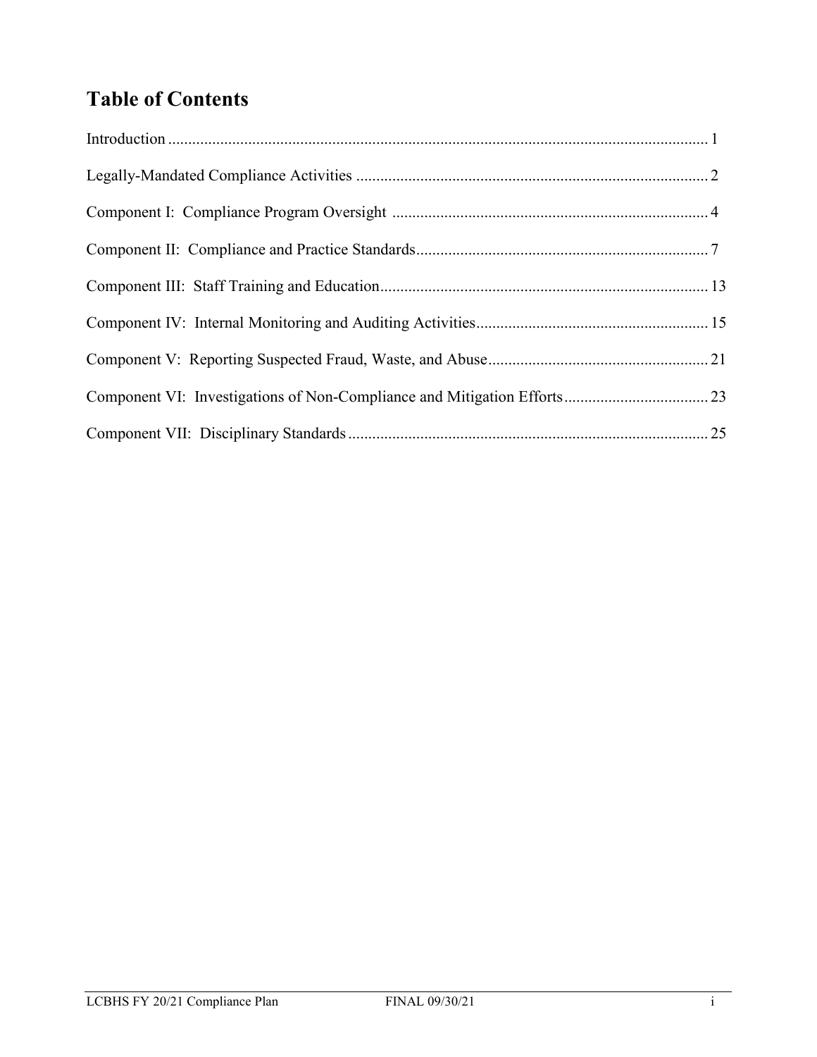# Table of Contents

Introduction ..... 1

Legally-Mandated Compliance Activities ..... 2

Component I: Compliance Program Oversight ..... 4

Component II: Compliance and Practice Standards ..... 7

Component III: Staff Training and Education ..... 13

Component IV: Internal Monitoring and Auditing Activities ..... 15

Component V: Reporting Suspected Fraud, Waste, and Abuse ..... 21

Component VI: Investigations of Non-Compliance and Mitigation Efforts ..... 23

Component VII: Disciplinary Standards ..... 25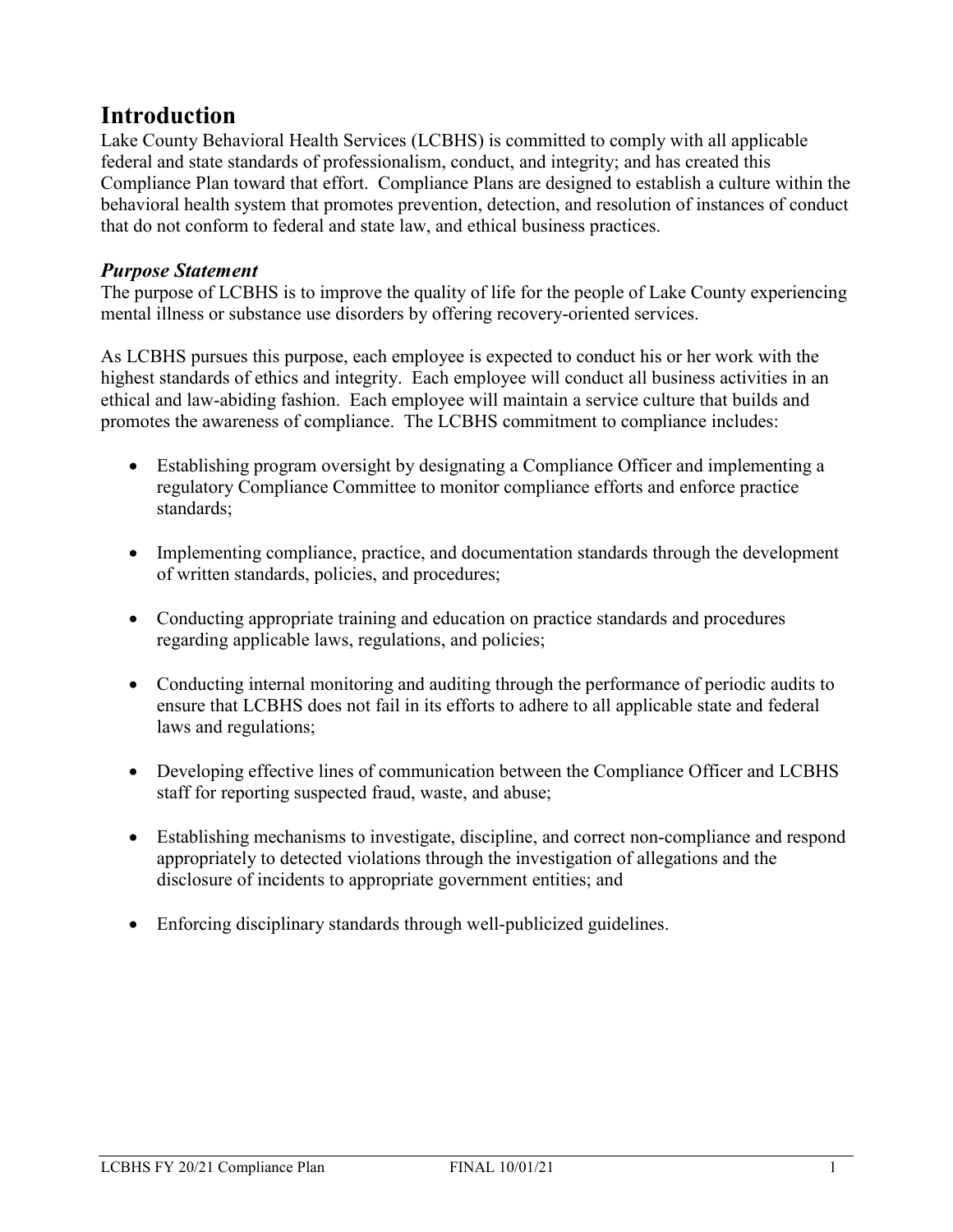# Introduction

Lake County Behavioral Health Services (LCBHS) is committed to comply with all applicable federal and state standards of professionalism, conduct, and integrity; and has created this Compliance Plan toward that effort. Compliance Plans are designed to establish a culture within the behavioral health system that promotes prevention, detection, and resolution of instances of conduct that do not conform to federal and state law, and ethical business practices.

### *Purpose Statement*

The purpose of LCBHS is to improve the quality of life for the people of Lake County experiencing mental illness or substance use disorders by offering recovery-oriented services.

As LCBHS pursues this purpose, each employee is expected to conduct his or her work with the highest standards of ethics and integrity. Each employee will conduct all business activities in an ethical and law-abiding fashion. Each employee will maintain a service culture that builds and promotes the awareness of compliance. The LCBHS commitment to compliance includes:

- Establishing program oversight by designating a Compliance Officer and implementing a regulatory Compliance Committee to monitor compliance efforts and enforce practice standards;
- Implementing compliance, practice, and documentation standards through the development of written standards, policies, and procedures;
- Conducting appropriate training and education on practice standards and procedures regarding applicable laws, regulations, and policies;
- Conducting internal monitoring and auditing through the performance of periodic audits to ensure that LCBHS does not fail in its efforts to adhere to all applicable state and federal laws and regulations;
- Developing effective lines of communication between the Compliance Officer and LCBHS staff for reporting suspected fraud, waste, and abuse;
- Establishing mechanisms to investigate, discipline, and correct non-compliance and respond appropriately to detected violations through the investigation of allegations and the disclosure of incidents to appropriate government entities; and
- Enforcing disciplinary standards through well-publicized guidelines.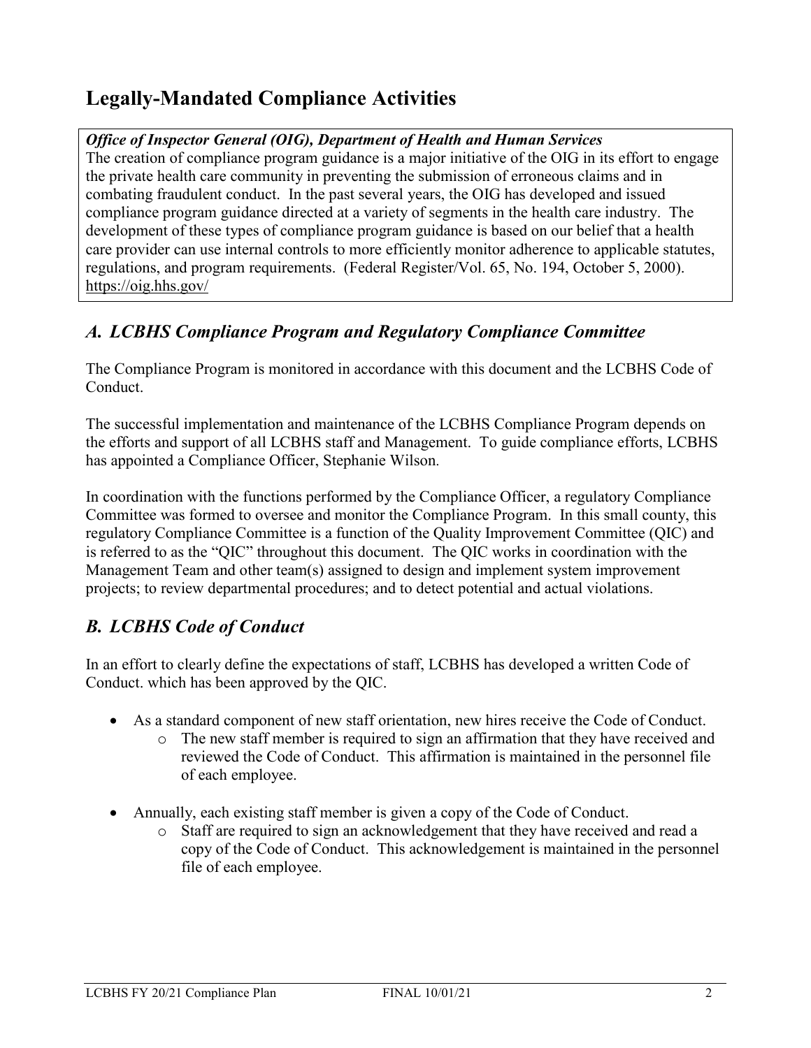# Legally-Mandated Compliance Activities

***Office of Inspector General (OIG), Department of Health and Human Services***
The creation of compliance program guidance is a major initiative of the OIG in its effort to engage the private health care community in preventing the submission of erroneous claims and in combating fraudulent conduct. In the past several years, the OIG has developed and issued compliance program guidance directed at a variety of segments in the health care industry. The development of these types of compliance program guidance is based on our belief that a health care provider can use internal controls to more efficiently monitor adherence to applicable statutes, regulations, and program requirements. (Federal Register/Vol. 65, No. 194, October 5, 2000). https://oig.hhs.gov/

## *A. LCBHS Compliance Program and Regulatory Compliance Committee*

The Compliance Program is monitored in accordance with this document and the LCBHS Code of Conduct.

The successful implementation and maintenance of the LCBHS Compliance Program depends on the efforts and support of all LCBHS staff and Management. To guide compliance efforts, LCBHS has appointed a Compliance Officer, Stephanie Wilson.

In coordination with the functions performed by the Compliance Officer, a regulatory Compliance Committee was formed to oversee and monitor the Compliance Program. In this small county, this regulatory Compliance Committee is a function of the Quality Improvement Committee (QIC) and is referred to as the "QIC" throughout this document. The QIC works in coordination with the Management Team and other team(s) assigned to design and implement system improvement projects; to review departmental procedures; and to detect potential and actual violations.

## *B. LCBHS Code of Conduct*

In an effort to clearly define the expectations of staff, LCBHS has developed a written Code of Conduct. which has been approved by the QIC.

- As a standard component of new staff orientation, new hires receive the Code of Conduct.
  - The new staff member is required to sign an affirmation that they have received and reviewed the Code of Conduct. This affirmation is maintained in the personnel file of each employee.

- Annually, each existing staff member is given a copy of the Code of Conduct.
  - Staff are required to sign an acknowledgement that they have received and read a copy of the Code of Conduct. This acknowledgement is maintained in the personnel file of each employee.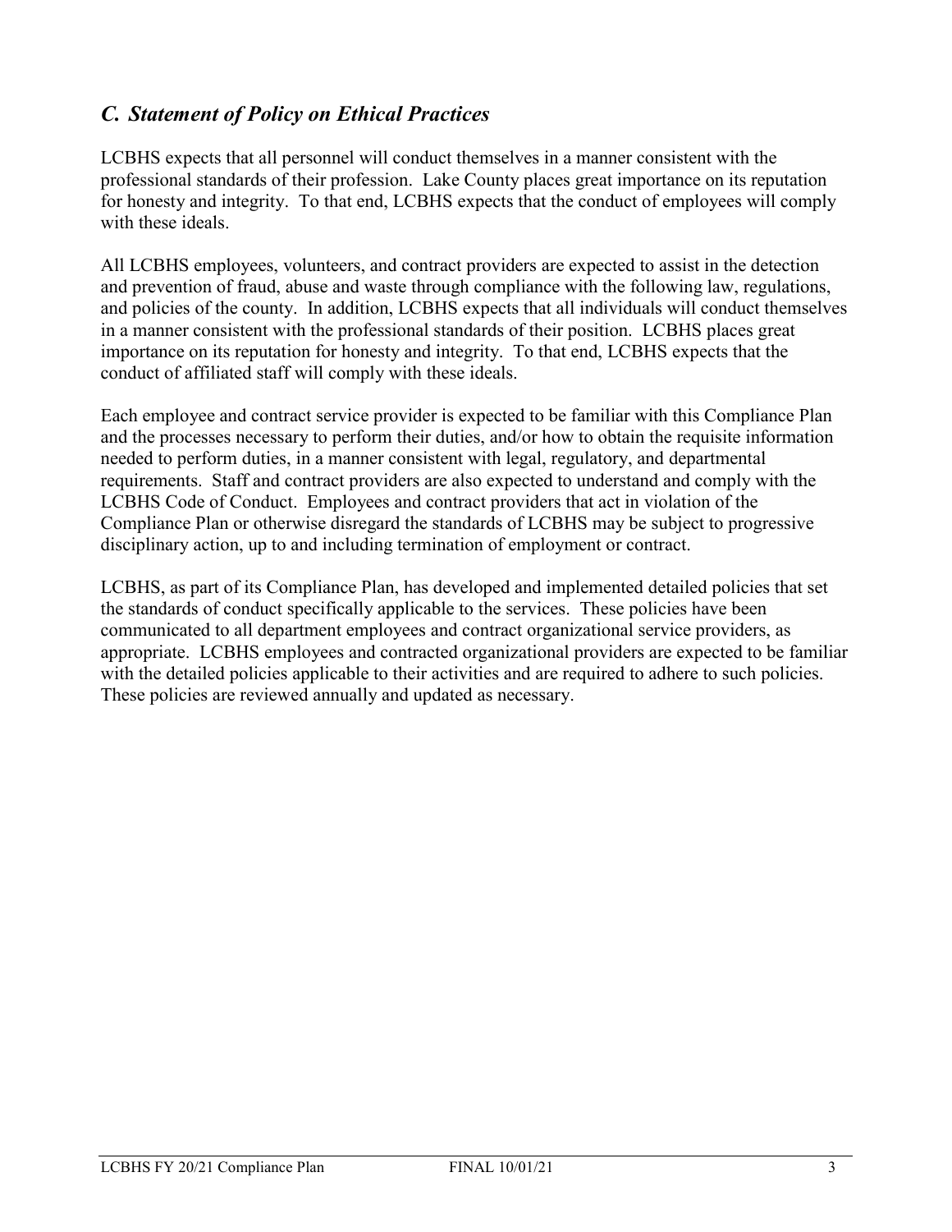## *C. Statement of Policy on Ethical Practices*

LCBHS expects that all personnel will conduct themselves in a manner consistent with the professional standards of their profession. Lake County places great importance on its reputation for honesty and integrity. To that end, LCBHS expects that the conduct of employees will comply with these ideals.

All LCBHS employees, volunteers, and contract providers are expected to assist in the detection and prevention of fraud, abuse and waste through compliance with the following law, regulations, and policies of the county. In addition, LCBHS expects that all individuals will conduct themselves in a manner consistent with the professional standards of their position. LCBHS places great importance on its reputation for honesty and integrity. To that end, LCBHS expects that the conduct of affiliated staff will comply with these ideals.

Each employee and contract service provider is expected to be familiar with this Compliance Plan and the processes necessary to perform their duties, and/or how to obtain the requisite information needed to perform duties, in a manner consistent with legal, regulatory, and departmental requirements. Staff and contract providers are also expected to understand and comply with the LCBHS Code of Conduct. Employees and contract providers that act in violation of the Compliance Plan or otherwise disregard the standards of LCBHS may be subject to progressive disciplinary action, up to and including termination of employment or contract.

LCBHS, as part of its Compliance Plan, has developed and implemented detailed policies that set the standards of conduct specifically applicable to the services. These policies have been communicated to all department employees and contract organizational service providers, as appropriate. LCBHS employees and contracted organizational providers are expected to be familiar with the detailed policies applicable to their activities and are required to adhere to such policies. These policies are reviewed annually and updated as necessary.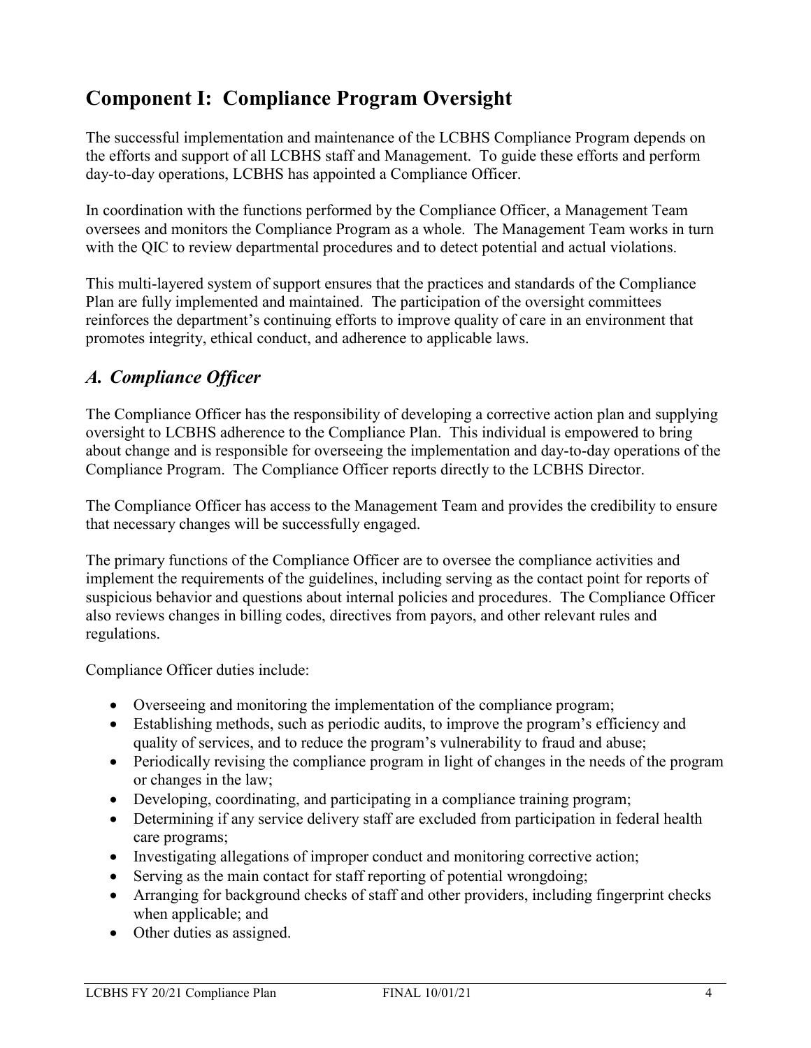## Component I: Compliance Program Oversight

The successful implementation and maintenance of the LCBHS Compliance Program depends on the efforts and support of all LCBHS staff and Management. To guide these efforts and perform day-to-day operations, LCBHS has appointed a Compliance Officer.

In coordination with the functions performed by the Compliance Officer, a Management Team oversees and monitors the Compliance Program as a whole. The Management Team works in turn with the QIC to review departmental procedures and to detect potential and actual violations.

This multi-layered system of support ensures that the practices and standards of the Compliance Plan are fully implemented and maintained. The participation of the oversight committees reinforces the department's continuing efforts to improve quality of care in an environment that promotes integrity, ethical conduct, and adherence to applicable laws.

### *A. Compliance Officer*

The Compliance Officer has the responsibility of developing a corrective action plan and supplying oversight to LCBHS adherence to the Compliance Plan. This individual is empowered to bring about change and is responsible for overseeing the implementation and day-to-day operations of the Compliance Program. The Compliance Officer reports directly to the LCBHS Director.

The Compliance Officer has access to the Management Team and provides the credibility to ensure that necessary changes will be successfully engaged.

The primary functions of the Compliance Officer are to oversee the compliance activities and implement the requirements of the guidelines, including serving as the contact point for reports of suspicious behavior and questions about internal policies and procedures. The Compliance Officer also reviews changes in billing codes, directives from payors, and other relevant rules and regulations.

Compliance Officer duties include:

- Overseeing and monitoring the implementation of the compliance program;
- Establishing methods, such as periodic audits, to improve the program's efficiency and quality of services, and to reduce the program's vulnerability to fraud and abuse;
- Periodically revising the compliance program in light of changes in the needs of the program or changes in the law;
- Developing, coordinating, and participating in a compliance training program;
- Determining if any service delivery staff are excluded from participation in federal health care programs;
- Investigating allegations of improper conduct and monitoring corrective action;
- Serving as the main contact for staff reporting of potential wrongdoing;
- Arranging for background checks of staff and other providers, including fingerprint checks when applicable; and
- Other duties as assigned.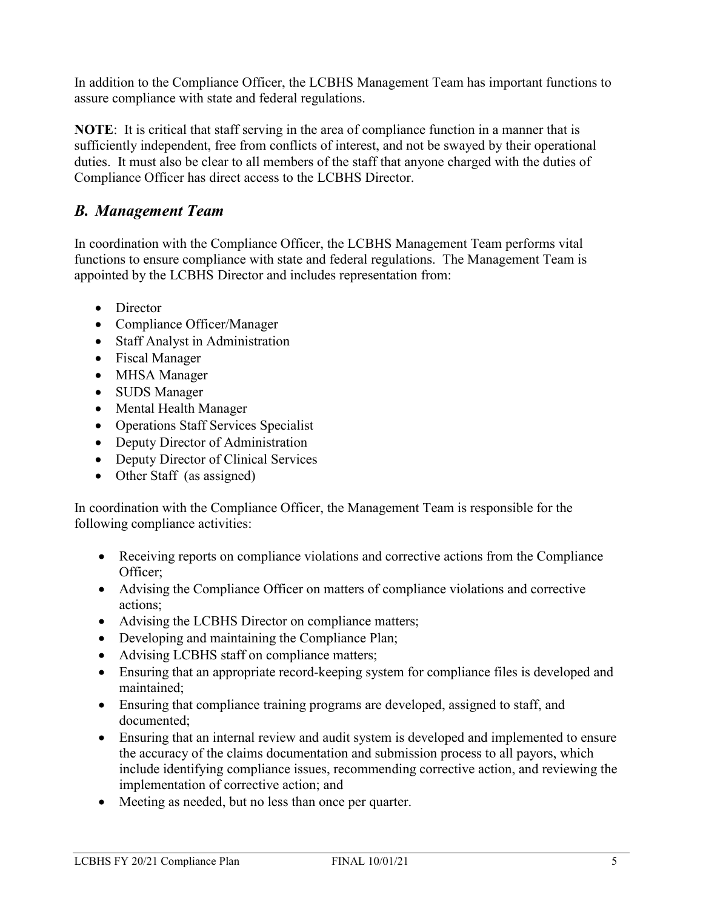In addition to the Compliance Officer, the LCBHS Management Team has important functions to assure compliance with state and federal regulations.

**NOTE**: It is critical that staff serving in the area of compliance function in a manner that is sufficiently independent, free from conflicts of interest, and not be swayed by their operational duties. It must also be clear to all members of the staff that anyone charged with the duties of Compliance Officer has direct access to the LCBHS Director.

## *B. Management Team*

In coordination with the Compliance Officer, the LCBHS Management Team performs vital functions to ensure compliance with state and federal regulations. The Management Team is appointed by the LCBHS Director and includes representation from:

- Director
- Compliance Officer/Manager
- Staff Analyst in Administration
- Fiscal Manager
- MHSA Manager
- SUDS Manager
- Mental Health Manager
- Operations Staff Services Specialist
- Deputy Director of Administration
- Deputy Director of Clinical Services
- Other Staff (as assigned)

In coordination with the Compliance Officer, the Management Team is responsible for the following compliance activities:

- Receiving reports on compliance violations and corrective actions from the Compliance Officer;
- Advising the Compliance Officer on matters of compliance violations and corrective actions;
- Advising the LCBHS Director on compliance matters;
- Developing and maintaining the Compliance Plan;
- Advising LCBHS staff on compliance matters;
- Ensuring that an appropriate record-keeping system for compliance files is developed and maintained;
- Ensuring that compliance training programs are developed, assigned to staff, and documented;
- Ensuring that an internal review and audit system is developed and implemented to ensure the accuracy of the claims documentation and submission process to all payors, which include identifying compliance issues, recommending corrective action, and reviewing the implementation of corrective action; and
- Meeting as needed, but no less than once per quarter.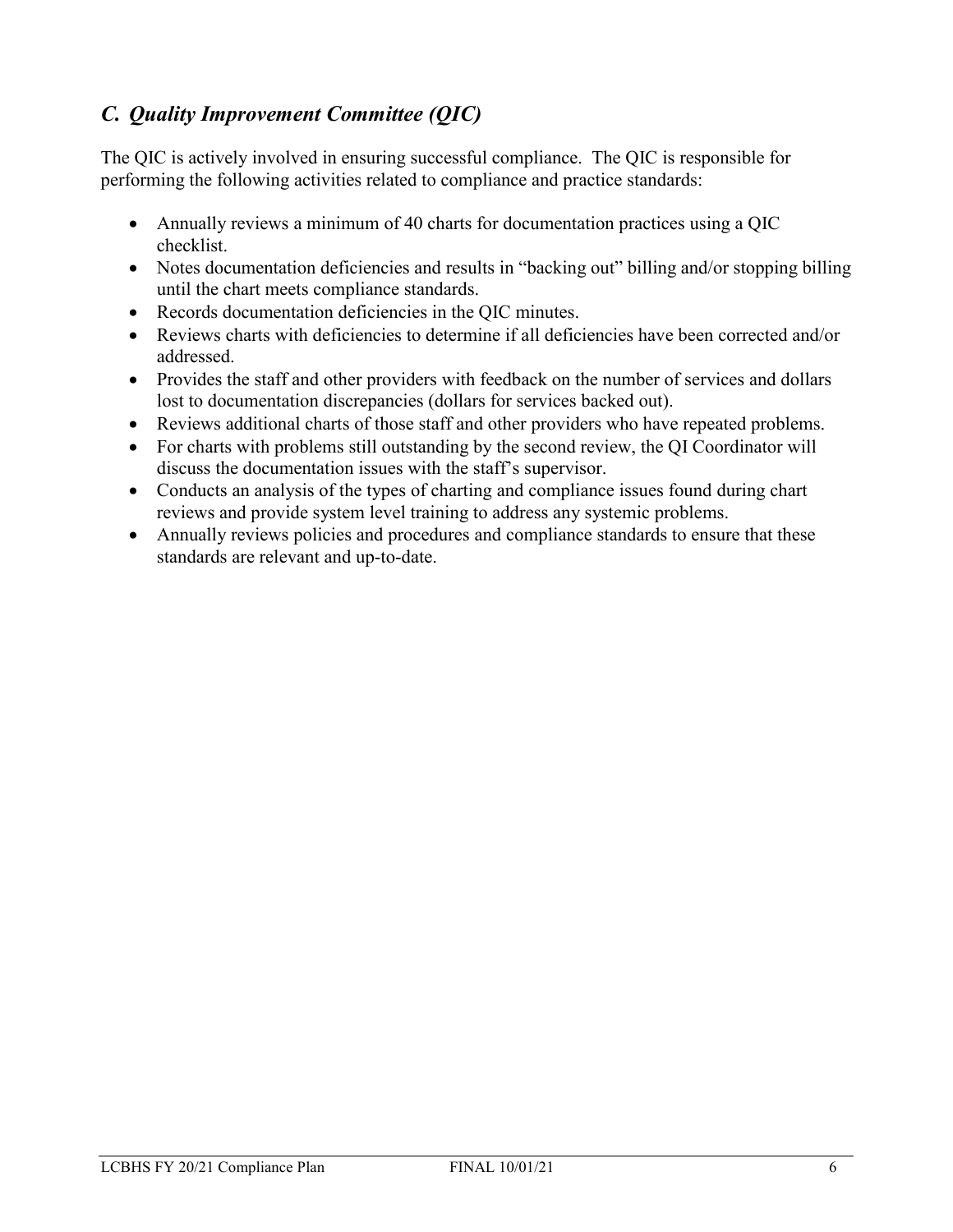## *C. Quality Improvement Committee (QIC)*

The QIC is actively involved in ensuring successful compliance. The QIC is responsible for performing the following activities related to compliance and practice standards:

- Annually reviews a minimum of 40 charts for documentation practices using a QIC checklist.
- Notes documentation deficiencies and results in "backing out" billing and/or stopping billing until the chart meets compliance standards.
- Records documentation deficiencies in the QIC minutes.
- Reviews charts with deficiencies to determine if all deficiencies have been corrected and/or addressed.
- Provides the staff and other providers with feedback on the number of services and dollars lost to documentation discrepancies (dollars for services backed out).
- Reviews additional charts of those staff and other providers who have repeated problems.
- For charts with problems still outstanding by the second review, the QI Coordinator will discuss the documentation issues with the staff's supervisor.
- Conducts an analysis of the types of charting and compliance issues found during chart reviews and provide system level training to address any systemic problems.
- Annually reviews policies and procedures and compliance standards to ensure that these standards are relevant and up-to-date.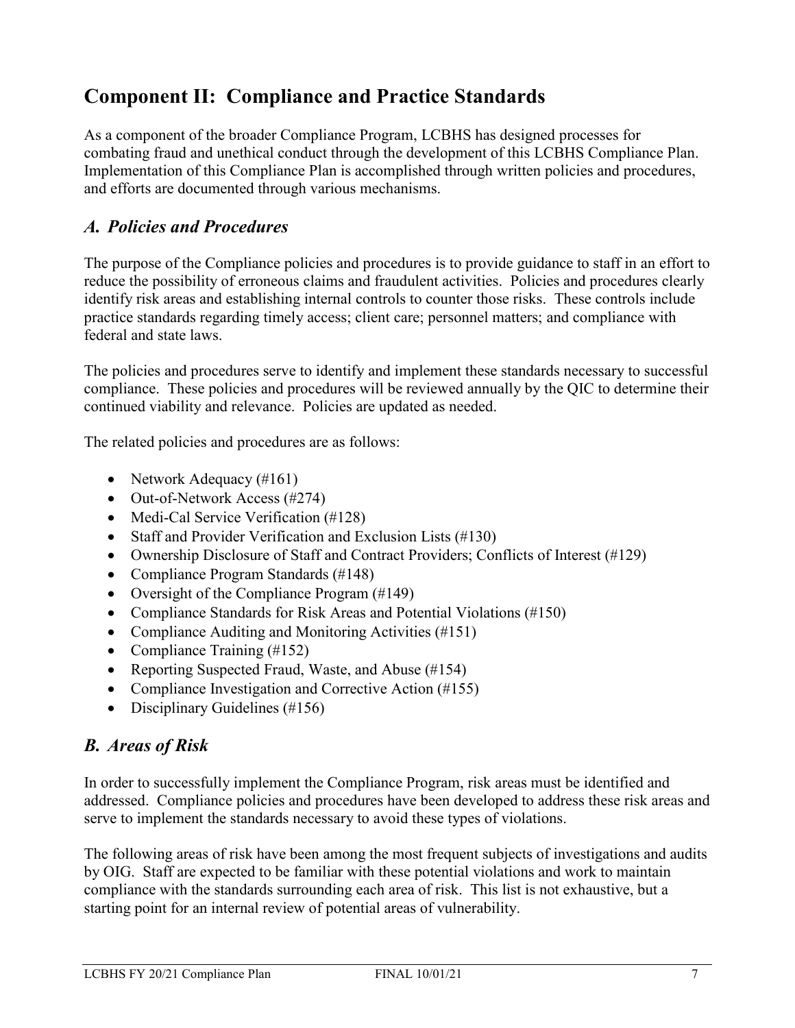## Component II: Compliance and Practice Standards

As a component of the broader Compliance Program, LCBHS has designed processes for combating fraud and unethical conduct through the development of this LCBHS Compliance Plan. Implementation of this Compliance Plan is accomplished through written policies and procedures, and efforts are documented through various mechanisms.

### *A. Policies and Procedures*

The purpose of the Compliance policies and procedures is to provide guidance to staff in an effort to reduce the possibility of erroneous claims and fraudulent activities. Policies and procedures clearly identify risk areas and establishing internal controls to counter those risks. These controls include practice standards regarding timely access; client care; personnel matters; and compliance with federal and state laws.

The policies and procedures serve to identify and implement these standards necessary to successful compliance. These policies and procedures will be reviewed annually by the QIC to determine their continued viability and relevance. Policies are updated as needed.

The related policies and procedures are as follows:

- Network Adequacy (#161)
- Out-of-Network Access (#274)
- Medi-Cal Service Verification (#128)
- Staff and Provider Verification and Exclusion Lists (#130)
- Ownership Disclosure of Staff and Contract Providers; Conflicts of Interest (#129)
- Compliance Program Standards (#148)
- Oversight of the Compliance Program (#149)
- Compliance Standards for Risk Areas and Potential Violations (#150)
- Compliance Auditing and Monitoring Activities (#151)
- Compliance Training (#152)
- Reporting Suspected Fraud, Waste, and Abuse (#154)
- Compliance Investigation and Corrective Action (#155)
- Disciplinary Guidelines (#156)

### *B. Areas of Risk*

In order to successfully implement the Compliance Program, risk areas must be identified and addressed. Compliance policies and procedures have been developed to address these risk areas and serve to implement the standards necessary to avoid these types of violations.

The following areas of risk have been among the most frequent subjects of investigations and audits by OIG. Staff are expected to be familiar with these potential violations and work to maintain compliance with the standards surrounding each area of risk. This list is not exhaustive, but a starting point for an internal review of potential areas of vulnerability.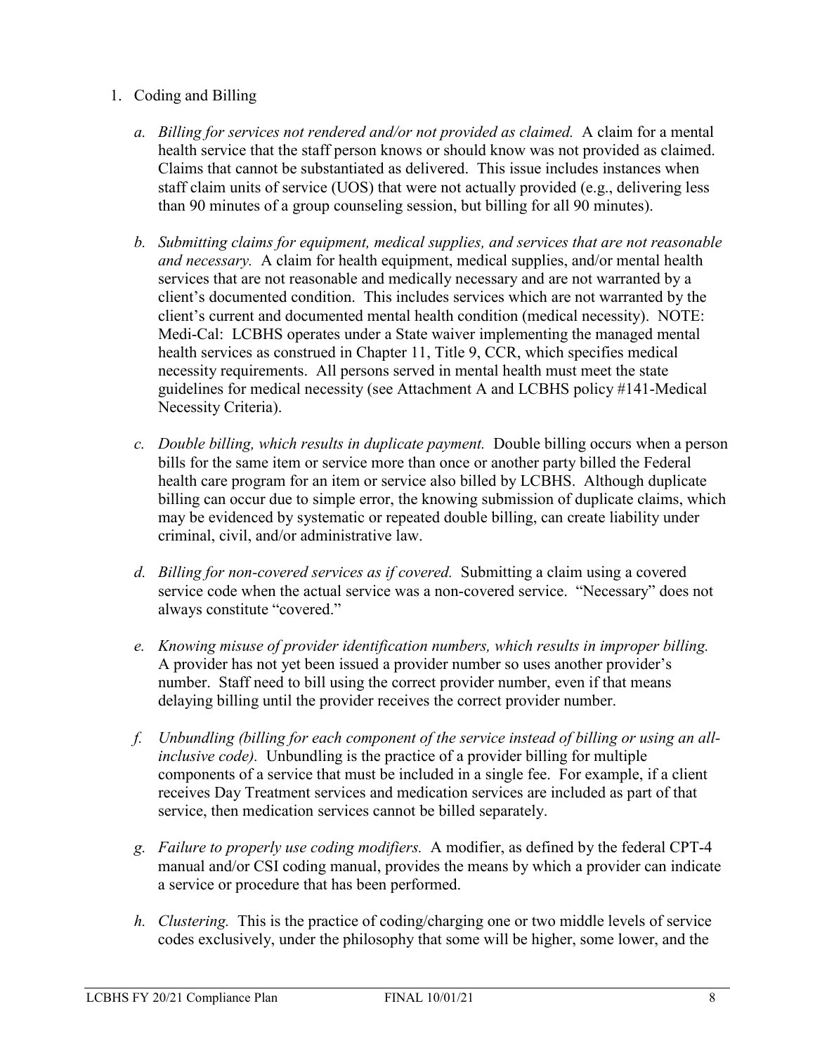1. Coding and Billing

   a. *Billing for services not rendered and/or not provided as claimed.* A claim for a mental health service that the staff person knows or should know was not provided as claimed. Claims that cannot be substantiated as delivered. This issue includes instances when staff claim units of service (UOS) that were not actually provided (e.g., delivering less than 90 minutes of a group counseling session, but billing for all 90 minutes).

   b. *Submitting claims for equipment, medical supplies, and services that are not reasonable and necessary.* A claim for health equipment, medical supplies, and/or mental health services that are not reasonable and medically necessary and are not warranted by a client's documented condition. This includes services which are not warranted by the client's current and documented mental health condition (medical necessity). NOTE: Medi-Cal: LCBHS operates under a State waiver implementing the managed mental health services as construed in Chapter 11, Title 9, CCR, which specifies medical necessity requirements. All persons served in mental health must meet the state guidelines for medical necessity (see Attachment A and LCBHS policy #141-Medical Necessity Criteria).

   c. *Double billing, which results in duplicate payment.* Double billing occurs when a person bills for the same item or service more than once or another party billed the Federal health care program for an item or service also billed by LCBHS. Although duplicate billing can occur due to simple error, the knowing submission of duplicate claims, which may be evidenced by systematic or repeated double billing, can create liability under criminal, civil, and/or administrative law.

   d. *Billing for non-covered services as if covered.* Submitting a claim using a covered service code when the actual service was a non-covered service. "Necessary" does not always constitute "covered."

   e. *Knowing misuse of provider identification numbers, which results in improper billing.* A provider has not yet been issued a provider number so uses another provider's number. Staff need to bill using the correct provider number, even if that means delaying billing until the provider receives the correct provider number.

   f. *Unbundling (billing for each component of the service instead of billing or using an all-inclusive code).* Unbundling is the practice of a provider billing for multiple components of a service that must be included in a single fee. For example, if a client receives Day Treatment services and medication services are included as part of that service, then medication services cannot be billed separately.

   g. *Failure to properly use coding modifiers.* A modifier, as defined by the federal CPT-4 manual and/or CSI coding manual, provides the means by which a provider can indicate a service or procedure that has been performed.

   h. *Clustering.* This is the practice of coding/charging one or two middle levels of service codes exclusively, under the philosophy that some will be higher, some lower, and the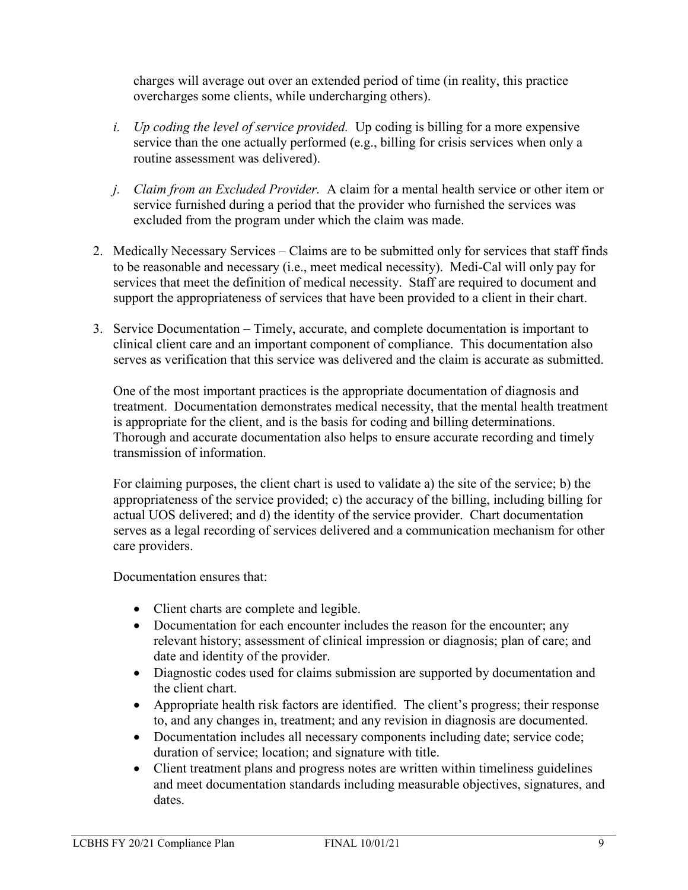charges will average out over an extended period of time (in reality, this practice overcharges some clients, while undercharging others).

i. *Up coding the level of service provided.* Up coding is billing for a more expensive service than the one actually performed (e.g., billing for crisis services when only a routine assessment was delivered).

j. *Claim from an Excluded Provider.* A claim for a mental health service or other item or service furnished during a period that the provider who furnished the services was excluded from the program under which the claim was made.

2. Medically Necessary Services – Claims are to be submitted only for services that staff finds to be reasonable and necessary (i.e., meet medical necessity). Medi-Cal will only pay for services that meet the definition of medical necessity. Staff are required to document and support the appropriateness of services that have been provided to a client in their chart.

3. Service Documentation – Timely, accurate, and complete documentation is important to clinical client care and an important component of compliance. This documentation also serves as verification that this service was delivered and the claim is accurate as submitted.

   One of the most important practices is the appropriate documentation of diagnosis and treatment. Documentation demonstrates medical necessity, that the mental health treatment is appropriate for the client, and is the basis for coding and billing determinations. Thorough and accurate documentation also helps to ensure accurate recording and timely transmission of information.

   For claiming purposes, the client chart is used to validate a) the site of the service; b) the appropriateness of the service provided; c) the accuracy of the billing, including billing for actual UOS delivered; and d) the identity of the service provider. Chart documentation serves as a legal recording of services delivered and a communication mechanism for other care providers.

   Documentation ensures that:

   - Client charts are complete and legible.
   - Documentation for each encounter includes the reason for the encounter; any relevant history; assessment of clinical impression or diagnosis; plan of care; and date and identity of the provider.
   - Diagnostic codes used for claims submission are supported by documentation and the client chart.
   - Appropriate health risk factors are identified. The client's progress; their response to, and any changes in, treatment; and any revision in diagnosis are documented.
   - Documentation includes all necessary components including date; service code; duration of service; location; and signature with title.
   - Client treatment plans and progress notes are written within timeliness guidelines and meet documentation standards including measurable objectives, signatures, and dates.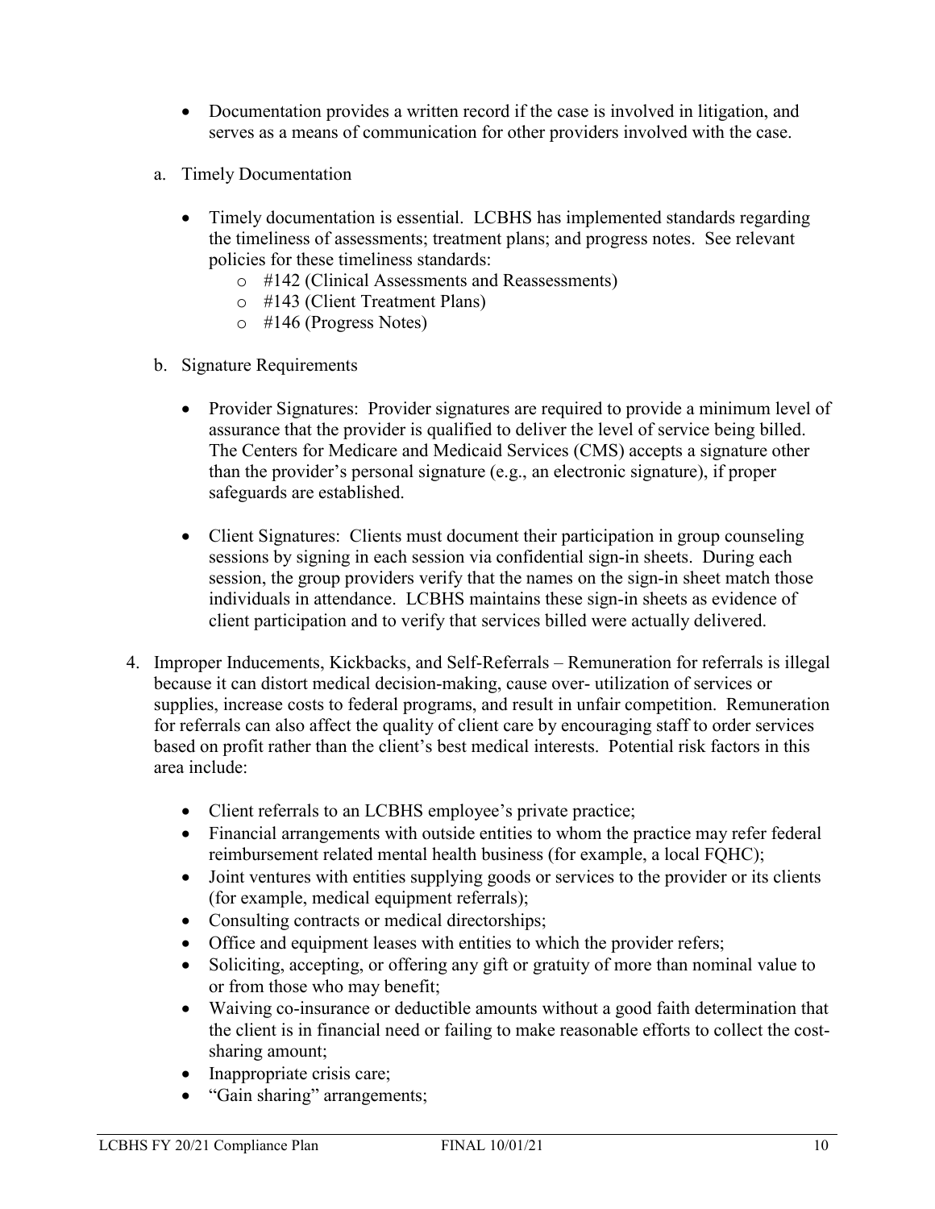- Documentation provides a written record if the case is involved in litigation, and serves as a means of communication for other providers involved with the case.

a. Timely Documentation

- Timely documentation is essential. LCBHS has implemented standards regarding the timeliness of assessments; treatment plans; and progress notes. See relevant policies for these timeliness standards:
  - #142 (Clinical Assessments and Reassessments)
  - #143 (Client Treatment Plans)
  - #146 (Progress Notes)

b. Signature Requirements

- Provider Signatures: Provider signatures are required to provide a minimum level of assurance that the provider is qualified to deliver the level of service being billed. The Centers for Medicare and Medicaid Services (CMS) accepts a signature other than the provider's personal signature (e.g., an electronic signature), if proper safeguards are established.

- Client Signatures: Clients must document their participation in group counseling sessions by signing in each session via confidential sign-in sheets. During each session, the group providers verify that the names on the sign-in sheet match those individuals in attendance. LCBHS maintains these sign-in sheets as evidence of client participation and to verify that services billed were actually delivered.

4. Improper Inducements, Kickbacks, and Self-Referrals – Remuneration for referrals is illegal because it can distort medical decision-making, cause over- utilization of services or supplies, increase costs to federal programs, and result in unfair competition. Remuneration for referrals can also affect the quality of client care by encouraging staff to order services based on profit rather than the client's best medical interests. Potential risk factors in this area include:

   - Client referrals to an LCBHS employee's private practice;
   - Financial arrangements with outside entities to whom the practice may refer federal reimbursement related mental health business (for example, a local FQHC);
   - Joint ventures with entities supplying goods or services to the provider or its clients (for example, medical equipment referrals);
   - Consulting contracts or medical directorships;
   - Office and equipment leases with entities to which the provider refers;
   - Soliciting, accepting, or offering any gift or gratuity of more than nominal value to or from those who may benefit;
   - Waiving co-insurance or deductible amounts without a good faith determination that the client is in financial need or failing to make reasonable efforts to collect the cost-sharing amount;
   - Inappropriate crisis care;
   - "Gain sharing" arrangements;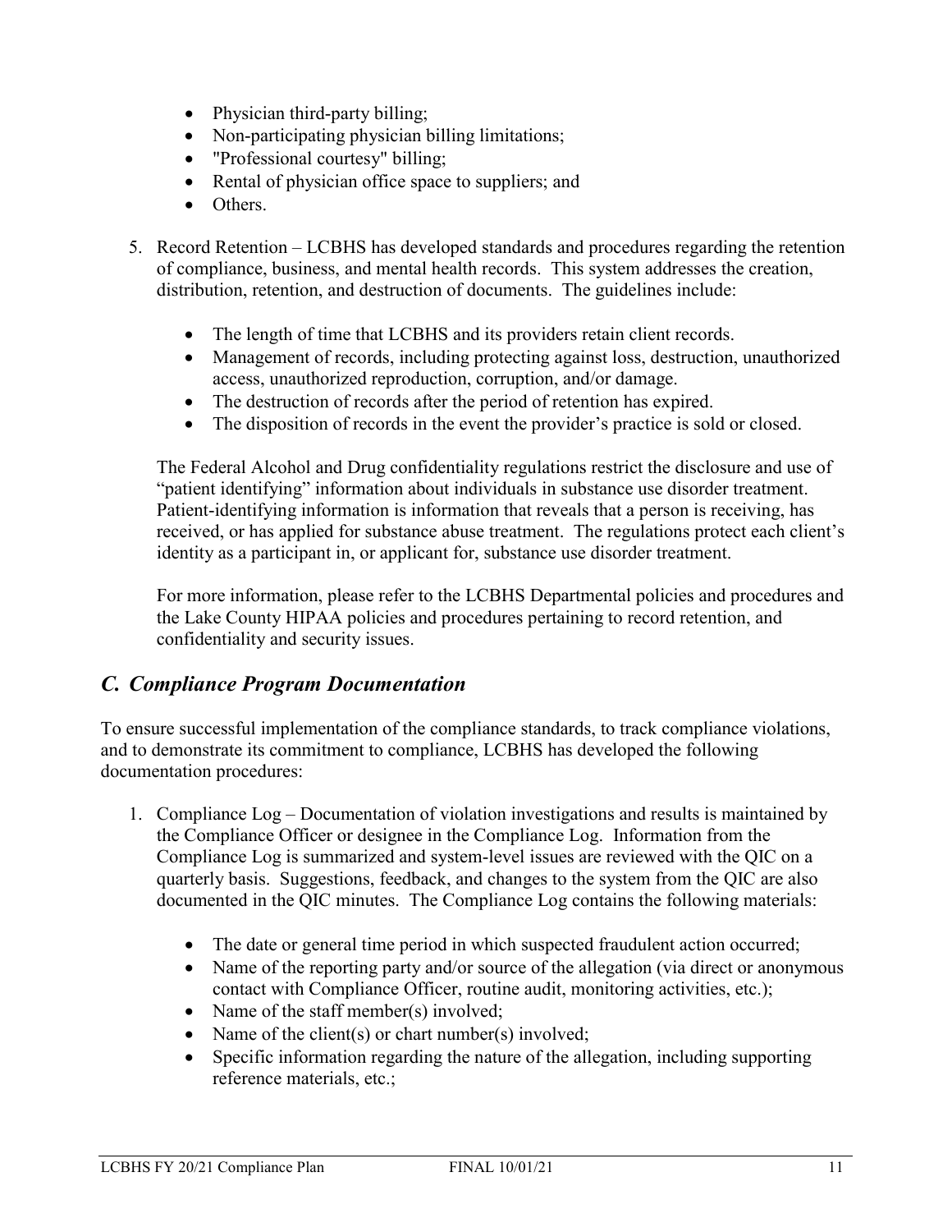- Physician third-party billing;
- Non-participating physician billing limitations;
- "Professional courtesy" billing;
- Rental of physician office space to suppliers; and
- Others.

5. Record Retention – LCBHS has developed standards and procedures regarding the retention of compliance, business, and mental health records. This system addresses the creation, distribution, retention, and destruction of documents. The guidelines include:

    - The length of time that LCBHS and its providers retain client records.
    - Management of records, including protecting against loss, destruction, unauthorized access, unauthorized reproduction, corruption, and/or damage.
    - The destruction of records after the period of retention has expired.
    - The disposition of records in the event the provider's practice is sold or closed.

    The Federal Alcohol and Drug confidentiality regulations restrict the disclosure and use of "patient identifying" information about individuals in substance use disorder treatment. Patient-identifying information is information that reveals that a person is receiving, has received, or has applied for substance abuse treatment. The regulations protect each client's identity as a participant in, or applicant for, substance use disorder treatment.

    For more information, please refer to the LCBHS Departmental policies and procedures and the Lake County HIPAA policies and procedures pertaining to record retention, and confidentiality and security issues.

## *C. Compliance Program Documentation*

To ensure successful implementation of the compliance standards, to track compliance violations, and to demonstrate its commitment to compliance, LCBHS has developed the following documentation procedures:

1. Compliance Log – Documentation of violation investigations and results is maintained by the Compliance Officer or designee in the Compliance Log. Information from the Compliance Log is summarized and system-level issues are reviewed with the QIC on a quarterly basis. Suggestions, feedback, and changes to the system from the QIC are also documented in the QIC minutes. The Compliance Log contains the following materials:

    - The date or general time period in which suspected fraudulent action occurred;
    - Name of the reporting party and/or source of the allegation (via direct or anonymous contact with Compliance Officer, routine audit, monitoring activities, etc.);
    - Name of the staff member(s) involved;
    - Name of the client(s) or chart number(s) involved;
    - Specific information regarding the nature of the allegation, including supporting reference materials, etc.;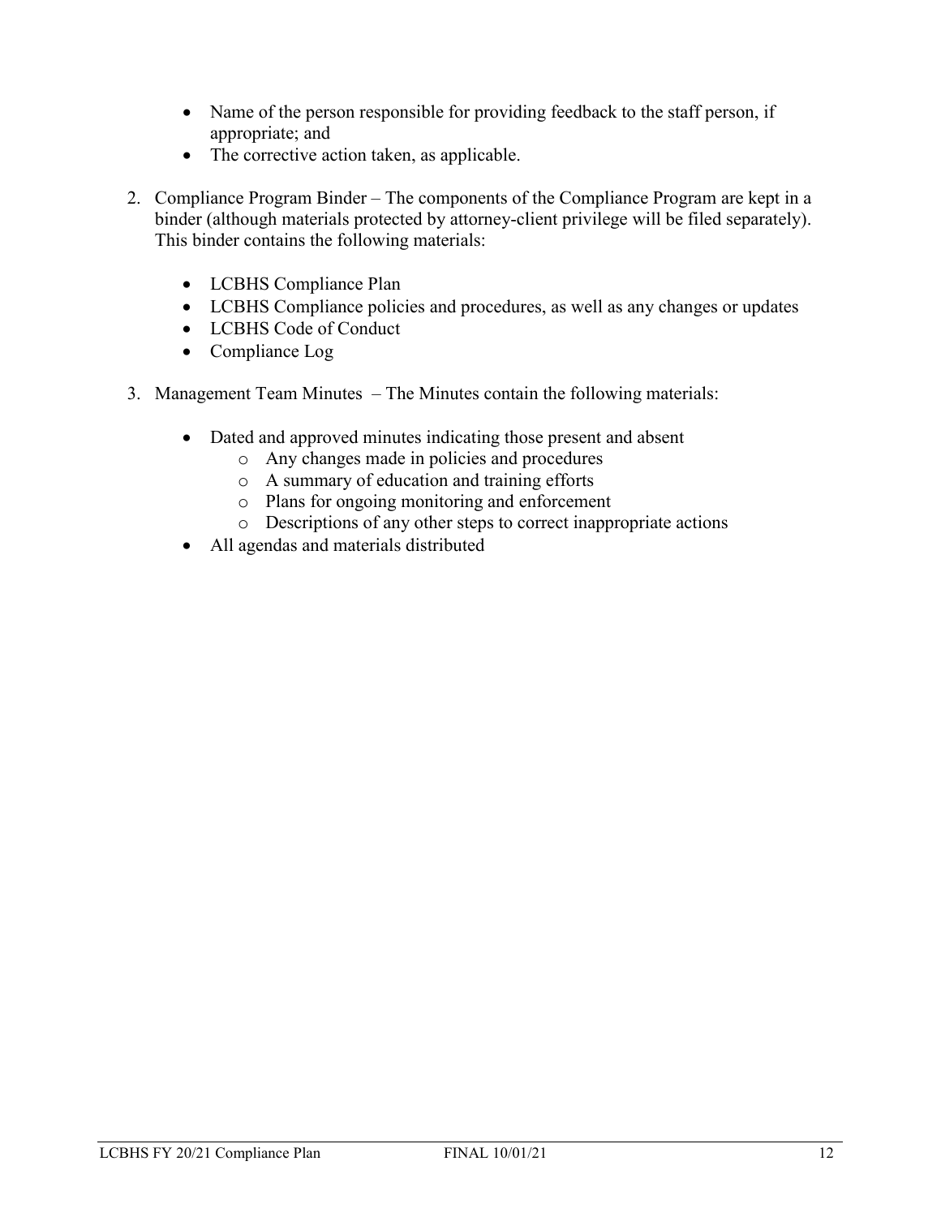- Name of the person responsible for providing feedback to the staff person, if appropriate; and
- The corrective action taken, as applicable.

2. Compliance Program Binder – The components of the Compliance Program are kept in a binder (although materials protected by attorney-client privilege will be filed separately). This binder contains the following materials:

    - LCBHS Compliance Plan
    - LCBHS Compliance policies and procedures, as well as any changes or updates
    - LCBHS Code of Conduct
    - Compliance Log

3. Management Team Minutes – The Minutes contain the following materials:

    - Dated and approved minutes indicating those present and absent
        - Any changes made in policies and procedures
        - A summary of education and training efforts
        - Plans for ongoing monitoring and enforcement
        - Descriptions of any other steps to correct inappropriate actions
    - All agendas and materials distributed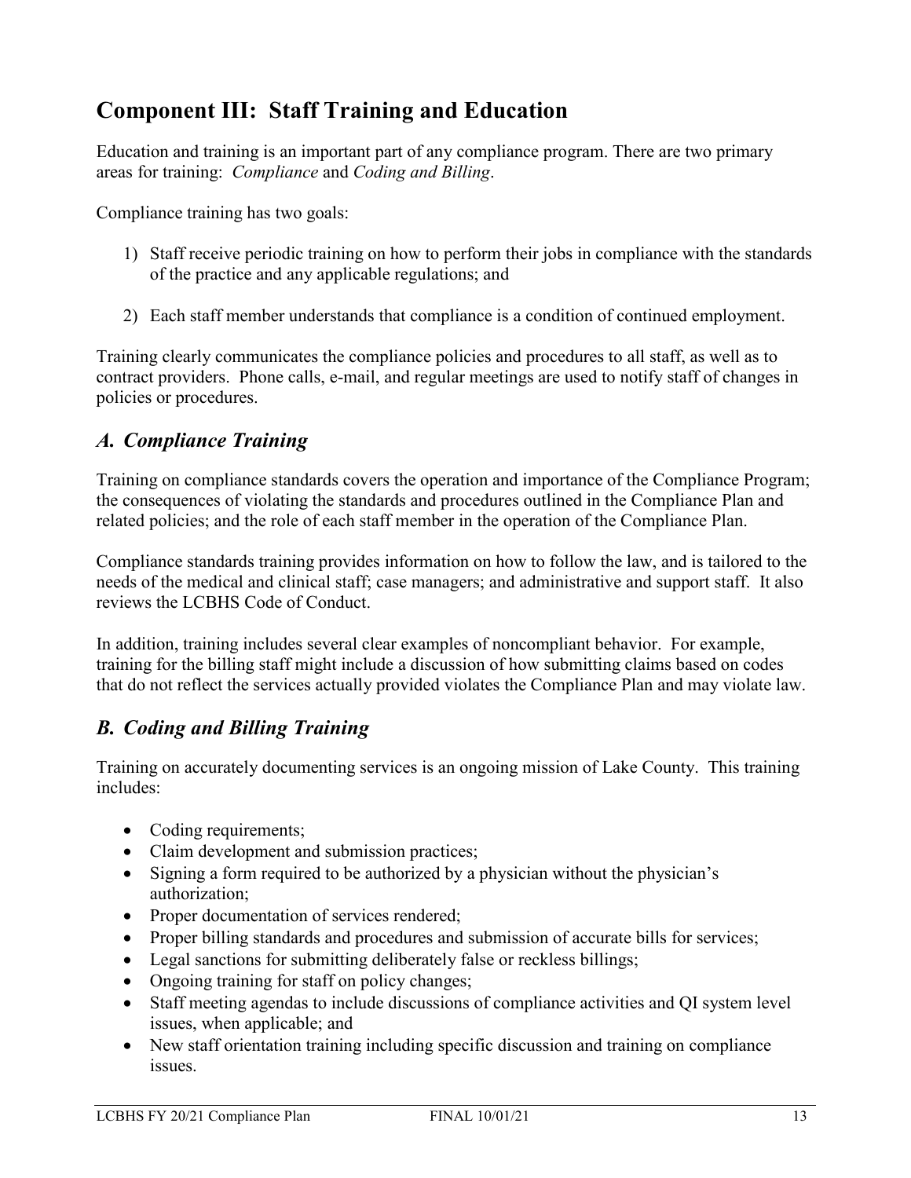## Component III: Staff Training and Education

Education and training is an important part of any compliance program. There are two primary areas for training: *Compliance* and *Coding and Billing*.

Compliance training has two goals:

1) Staff receive periodic training on how to perform their jobs in compliance with the standards of the practice and any applicable regulations; and

2) Each staff member understands that compliance is a condition of continued employment.

Training clearly communicates the compliance policies and procedures to all staff, as well as to contract providers. Phone calls, e-mail, and regular meetings are used to notify staff of changes in policies or procedures.

### *A. Compliance Training*

Training on compliance standards covers the operation and importance of the Compliance Program; the consequences of violating the standards and procedures outlined in the Compliance Plan and related policies; and the role of each staff member in the operation of the Compliance Plan.

Compliance standards training provides information on how to follow the law, and is tailored to the needs of the medical and clinical staff; case managers; and administrative and support staff. It also reviews the LCBHS Code of Conduct.

In addition, training includes several clear examples of noncompliant behavior. For example, training for the billing staff might include a discussion of how submitting claims based on codes that do not reflect the services actually provided violates the Compliance Plan and may violate law.

### *B. Coding and Billing Training*

Training on accurately documenting services is an ongoing mission of Lake County. This training includes:

- Coding requirements;
- Claim development and submission practices;
- Signing a form required to be authorized by a physician without the physician's authorization;
- Proper documentation of services rendered;
- Proper billing standards and procedures and submission of accurate bills for services;
- Legal sanctions for submitting deliberately false or reckless billings;
- Ongoing training for staff on policy changes;
- Staff meeting agendas to include discussions of compliance activities and QI system level issues, when applicable; and
- New staff orientation training including specific discussion and training on compliance issues.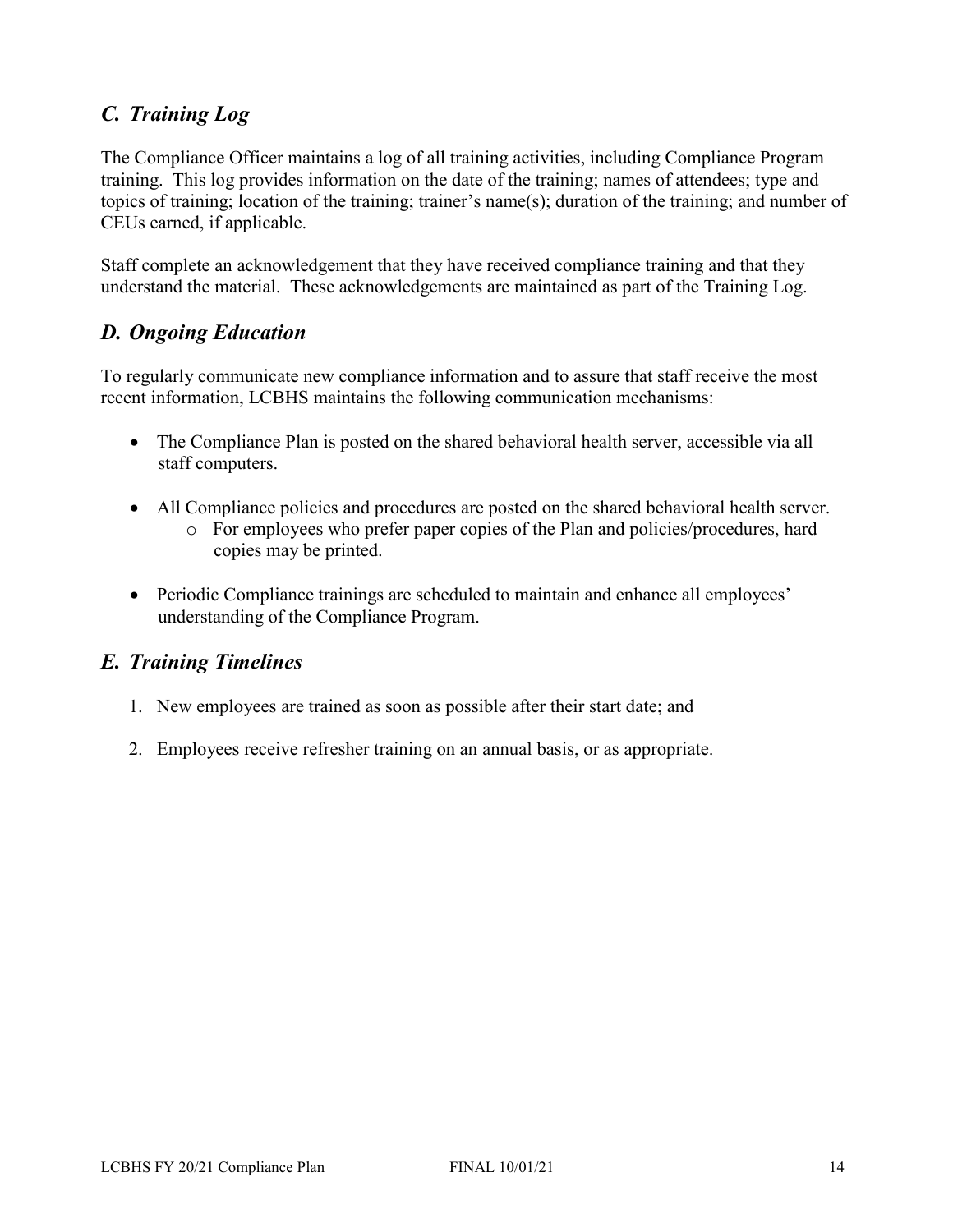## *C. Training Log*

The Compliance Officer maintains a log of all training activities, including Compliance Program training. This log provides information on the date of the training; names of attendees; type and topics of training; location of the training; trainer's name(s); duration of the training; and number of CEUs earned, if applicable.

Staff complete an acknowledgement that they have received compliance training and that they understand the material. These acknowledgements are maintained as part of the Training Log.

## *D. Ongoing Education*

To regularly communicate new compliance information and to assure that staff receive the most recent information, LCBHS maintains the following communication mechanisms:

- The Compliance Plan is posted on the shared behavioral health server, accessible via all staff computers.
- All Compliance policies and procedures are posted on the shared behavioral health server.
    - For employees who prefer paper copies of the Plan and policies/procedures, hard copies may be printed.
- Periodic Compliance trainings are scheduled to maintain and enhance all employees' understanding of the Compliance Program.

## *E. Training Timelines*

1. New employees are trained as soon as possible after their start date; and
2. Employees receive refresher training on an annual basis, or as appropriate.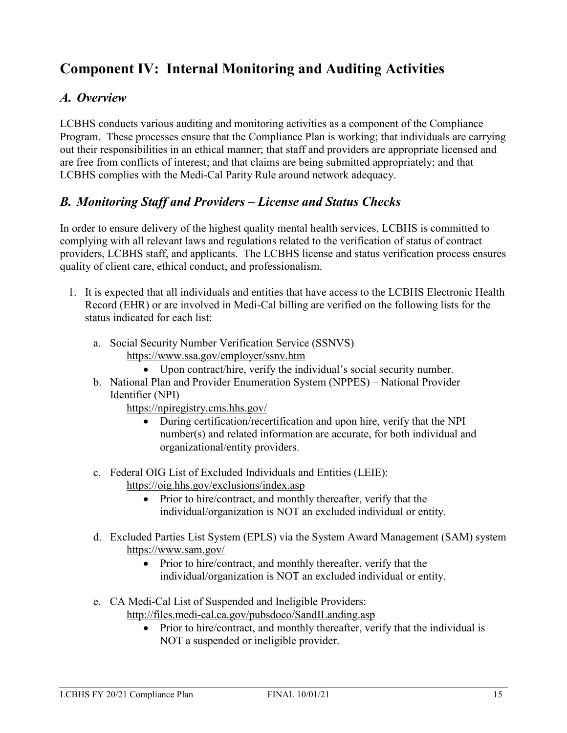# Component IV: Internal Monitoring and Auditing Activities

## *A. Overview*

LCBHS conducts various auditing and monitoring activities as a component of the Compliance Program. These processes ensure that the Compliance Plan is working; that individuals are carrying out their responsibilities in an ethical manner; that staff and providers are appropriate licensed and are free from conflicts of interest; and that claims are being submitted appropriately; and that LCBHS complies with the Medi-Cal Parity Rule around network adequacy.

## *B. Monitoring Staff and Providers – License and Status Checks*

In order to ensure delivery of the highest quality mental health services, LCBHS is committed to complying with all relevant laws and regulations related to the verification of status of contract providers, LCBHS staff, and applicants. The LCBHS license and status verification process ensures quality of client care, ethical conduct, and professionalism.

1. It is expected that all individuals and entities that have access to the LCBHS Electronic Health Record (EHR) or are involved in Medi-Cal billing are verified on the following lists for the status indicated for each list:

   a. Social Security Number Verification Service (SSNVS)
      https://www.ssa.gov/employer/ssnv.htm
      - Upon contract/hire, verify the individual's social security number.

   b. National Plan and Provider Enumeration System (NPPES) – National Provider Identifier (NPI)
      https://npiregistry.cms.hhs.gov/
      - During certification/recertification and upon hire, verify that the NPI number(s) and related information are accurate, for both individual and organizational/entity providers.

   c. Federal OIG List of Excluded Individuals and Entities (LEIE):
      https://oig.hhs.gov/exclusions/index.asp
      - Prior to hire/contract, and monthly thereafter, verify that the individual/organization is NOT an excluded individual or entity.

   d. Excluded Parties List System (EPLS) via the System Award Management (SAM) system
      https://www.sam.gov/
      - Prior to hire/contract, and monthly thereafter, verify that the individual/organization is NOT an excluded individual or entity.

   e. CA Medi-Cal List of Suspended and Ineligible Providers:
      http://files.medi-cal.ca.gov/pubsdoco/SandILanding.asp
      - Prior to hire/contract, and monthly thereafter, verify that the individual is NOT a suspended or ineligible provider.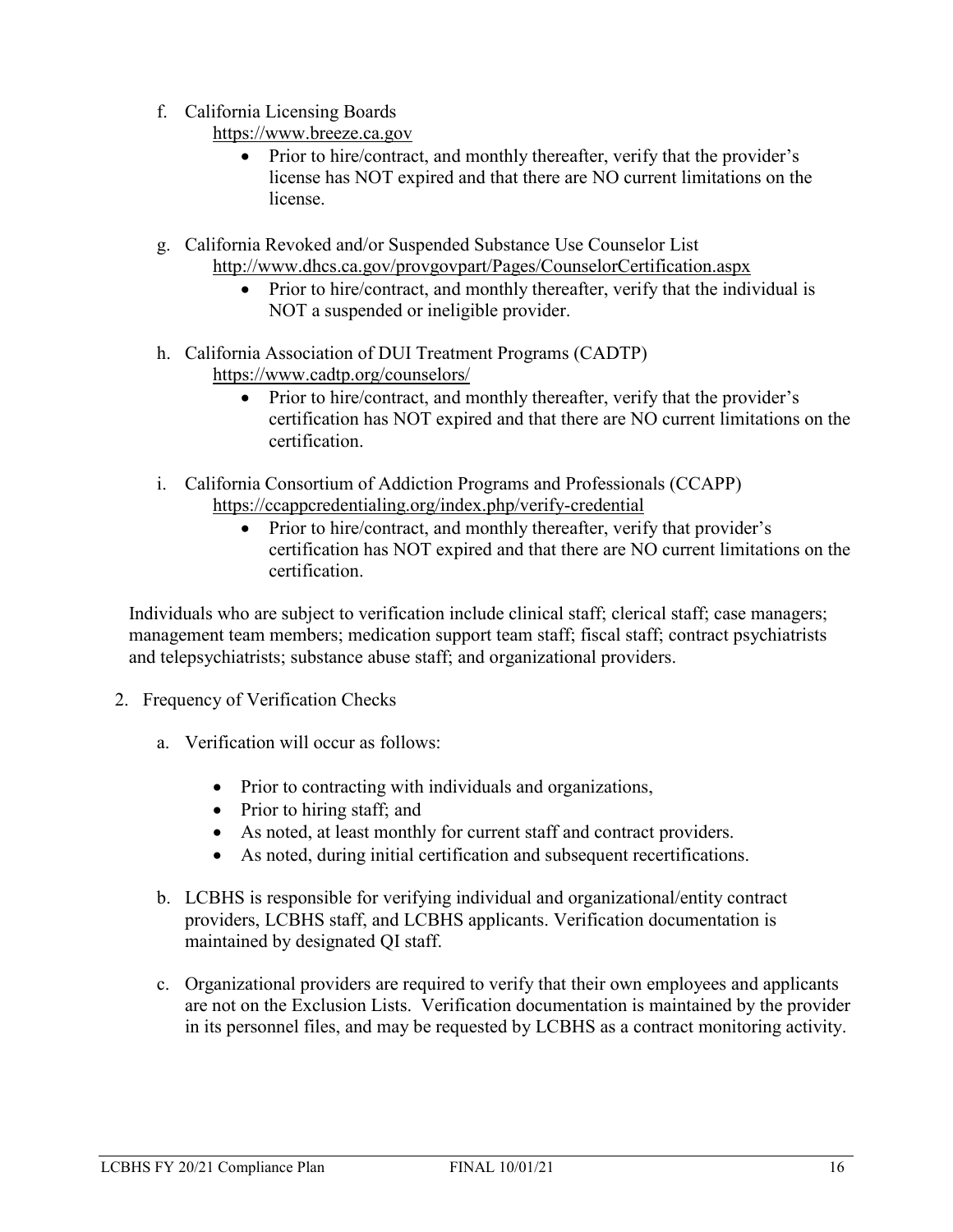f. California Licensing Boards
   https://www.breeze.ca.gov
   - Prior to hire/contract, and monthly thereafter, verify that the provider's license has NOT expired and that there are NO current limitations on the license.

g. California Revoked and/or Suspended Substance Use Counselor List
   http://www.dhcs.ca.gov/provgovpart/Pages/CounselorCertification.aspx
   - Prior to hire/contract, and monthly thereafter, verify that the individual is NOT a suspended or ineligible provider.

h. California Association of DUI Treatment Programs (CADTP)
   https://www.cadtp.org/counselors/
   - Prior to hire/contract, and monthly thereafter, verify that the provider's certification has NOT expired and that there are NO current limitations on the certification.

i. California Consortium of Addiction Programs and Professionals (CCAPP)
   https://ccappcredentialing.org/index.php/verify-credential
   - Prior to hire/contract, and monthly thereafter, verify that provider's certification has NOT expired and that there are NO current limitations on the certification.

Individuals who are subject to verification include clinical staff; clerical staff; case managers; management team members; medication support team staff; fiscal staff; contract psychiatrists and telepsychiatrists; substance abuse staff; and organizational providers.

2. Frequency of Verification Checks

   a. Verification will occur as follows:

      - Prior to contracting with individuals and organizations,
      - Prior to hiring staff; and
      - As noted, at least monthly for current staff and contract providers.
      - As noted, during initial certification and subsequent recertifications.

   b. LCBHS is responsible for verifying individual and organizational/entity contract providers, LCBHS staff, and LCBHS applicants. Verification documentation is maintained by designated QI staff.

   c. Organizational providers are required to verify that their own employees and applicants are not on the Exclusion Lists. Verification documentation is maintained by the provider in its personnel files, and may be requested by LCBHS as a contract monitoring activity.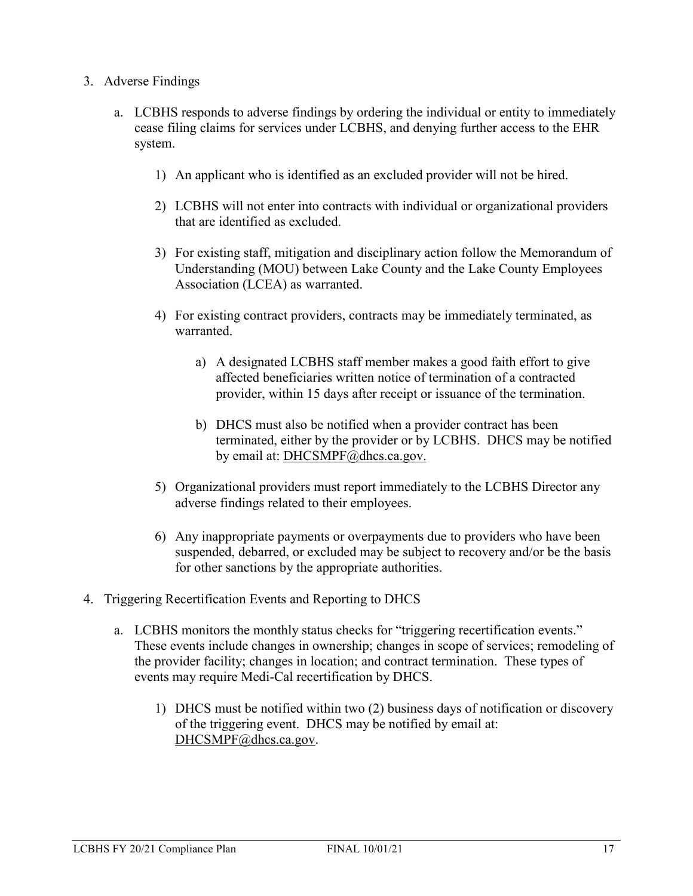3. Adverse Findings

    a. LCBHS responds to adverse findings by ordering the individual or entity to immediately cease filing claims for services under LCBHS, and denying further access to the EHR system.

        1) An applicant who is identified as an excluded provider will not be hired.

        2) LCBHS will not enter into contracts with individual or organizational providers that are identified as excluded.

        3) For existing staff, mitigation and disciplinary action follow the Memorandum of Understanding (MOU) between Lake County and the Lake County Employees Association (LCEA) as warranted.

        4) For existing contract providers, contracts may be immediately terminated, as warranted.

            a) A designated LCBHS staff member makes a good faith effort to give affected beneficiaries written notice of termination of a contracted provider, within 15 days after receipt or issuance of the termination.

            b) DHCS must also be notified when a provider contract has been terminated, either by the provider or by LCBHS. DHCS may be notified by email at: DHCSMPF@dhcs.ca.gov.

        5) Organizational providers must report immediately to the LCBHS Director any adverse findings related to their employees.

        6) Any inappropriate payments or overpayments due to providers who have been suspended, debarred, or excluded may be subject to recovery and/or be the basis for other sanctions by the appropriate authorities.

4. Triggering Recertification Events and Reporting to DHCS

    a. LCBHS monitors the monthly status checks for "triggering recertification events." These events include changes in ownership; changes in scope of services; remodeling of the provider facility; changes in location; and contract termination. These types of events may require Medi-Cal recertification by DHCS.

        1) DHCS must be notified within two (2) business days of notification or discovery of the triggering event. DHCS may be notified by email at: DHCSMPF@dhcs.ca.gov.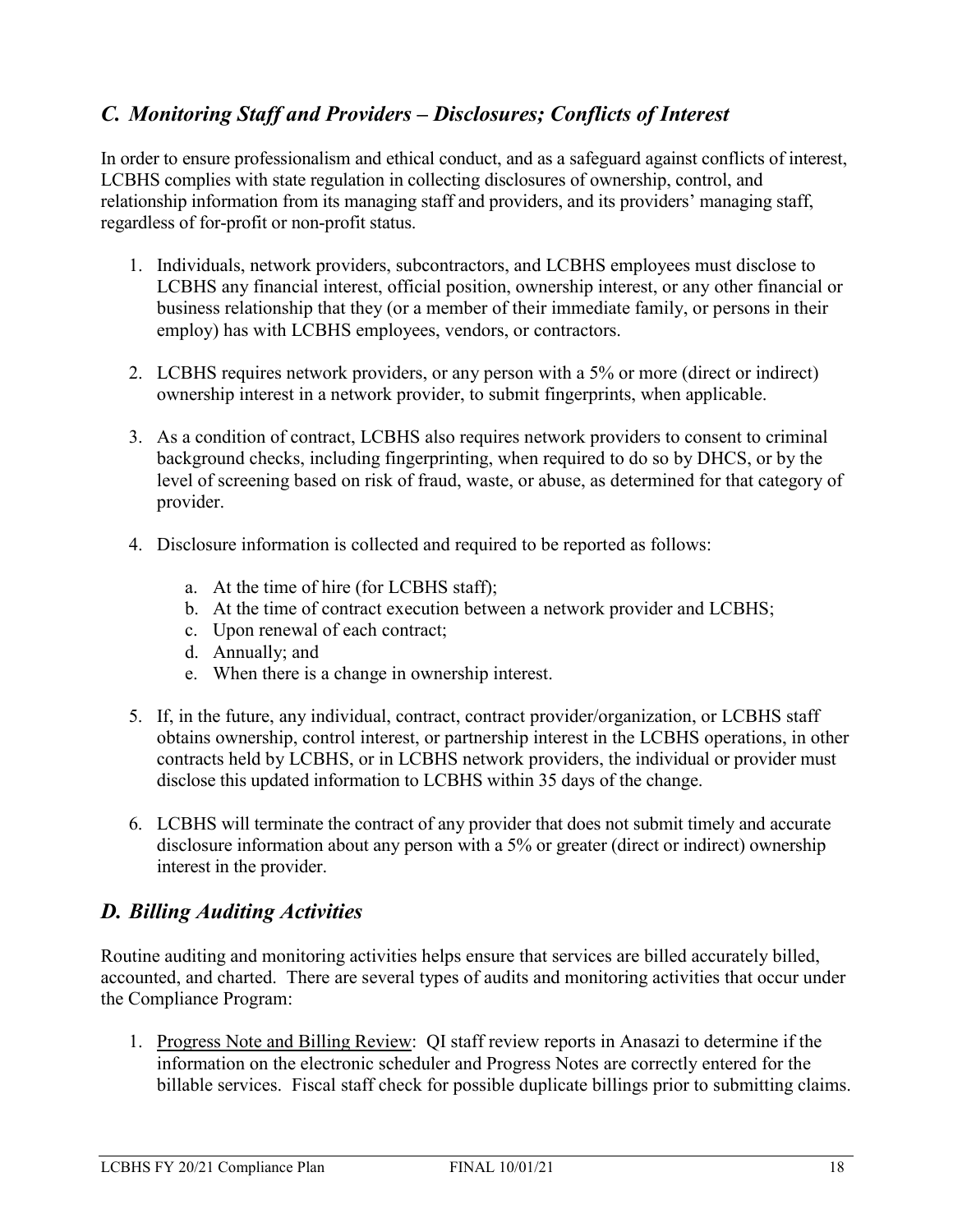## *C. Monitoring Staff and Providers – Disclosures; Conflicts of Interest*

In order to ensure professionalism and ethical conduct, and as a safeguard against conflicts of interest, LCBHS complies with state regulation in collecting disclosures of ownership, control, and relationship information from its managing staff and providers, and its providers' managing staff, regardless of for-profit or non-profit status.

1. Individuals, network providers, subcontractors, and LCBHS employees must disclose to LCBHS any financial interest, official position, ownership interest, or any other financial or business relationship that they (or a member of their immediate family, or persons in their employ) has with LCBHS employees, vendors, or contractors.

2. LCBHS requires network providers, or any person with a 5% or more (direct or indirect) ownership interest in a network provider, to submit fingerprints, when applicable.

3. As a condition of contract, LCBHS also requires network providers to consent to criminal background checks, including fingerprinting, when required to do so by DHCS, or by the level of screening based on risk of fraud, waste, or abuse, as determined for that category of provider.

4. Disclosure information is collected and required to be reported as follows:

   a. At the time of hire (for LCBHS staff);
   b. At the time of contract execution between a network provider and LCBHS;
   c. Upon renewal of each contract;
   d. Annually; and
   e. When there is a change in ownership interest.

5. If, in the future, any individual, contract, contract provider/organization, or LCBHS staff obtains ownership, control interest, or partnership interest in the LCBHS operations, in other contracts held by LCBHS, or in LCBHS network providers, the individual or provider must disclose this updated information to LCBHS within 35 days of the change.

6. LCBHS will terminate the contract of any provider that does not submit timely and accurate disclosure information about any person with a 5% or greater (direct or indirect) ownership interest in the provider.

## *D. Billing Auditing Activities*

Routine auditing and monitoring activities helps ensure that services are billed accurately billed, accounted, and charted. There are several types of audits and monitoring activities that occur under the Compliance Program:

1. Progress Note and Billing Review: QI staff review reports in Anasazi to determine if the information on the electronic scheduler and Progress Notes are correctly entered for the billable services. Fiscal staff check for possible duplicate billings prior to submitting claims.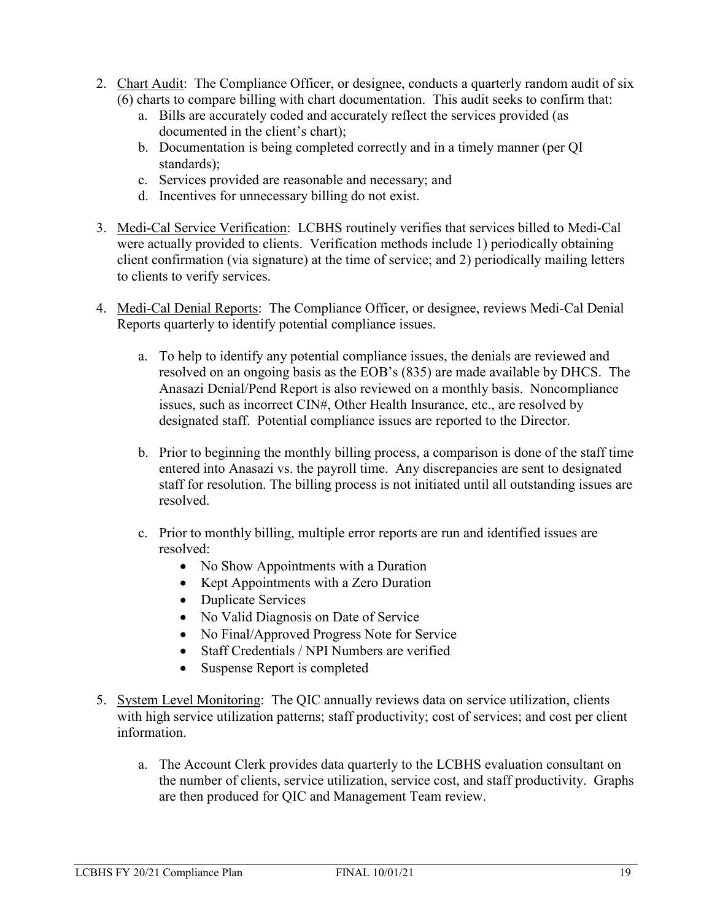2. Chart Audit: The Compliance Officer, or designee, conducts a quarterly random audit of six (6) charts to compare billing with chart documentation. This audit seeks to confirm that:
   a. Bills are accurately coded and accurately reflect the services provided (as documented in the client's chart);
   b. Documentation is being completed correctly and in a timely manner (per QI standards);
   c. Services provided are reasonable and necessary; and
   d. Incentives for unnecessary billing do not exist.

3. Medi-Cal Service Verification: LCBHS routinely verifies that services billed to Medi-Cal were actually provided to clients. Verification methods include 1) periodically obtaining client confirmation (via signature) at the time of service; and 2) periodically mailing letters to clients to verify services.

4. Medi-Cal Denial Reports: The Compliance Officer, or designee, reviews Medi-Cal Denial Reports quarterly to identify potential compliance issues.

   a. To help to identify any potential compliance issues, the denials are reviewed and resolved on an ongoing basis as the EOB's (835) are made available by DHCS. The Anasazi Denial/Pend Report is also reviewed on a monthly basis. Noncompliance issues, such as incorrect CIN#, Other Health Insurance, etc., are resolved by designated staff. Potential compliance issues are reported to the Director.

   b. Prior to beginning the monthly billing process, a comparison is done of the staff time entered into Anasazi vs. the payroll time. Any discrepancies are sent to designated staff for resolution. The billing process is not initiated until all outstanding issues are resolved.

   c. Prior to monthly billing, multiple error reports are run and identified issues are resolved:
      - No Show Appointments with a Duration
      - Kept Appointments with a Zero Duration
      - Duplicate Services
      - No Valid Diagnosis on Date of Service
      - No Final/Approved Progress Note for Service
      - Staff Credentials / NPI Numbers are verified
      - Suspense Report is completed

5. System Level Monitoring: The QIC annually reviews data on service utilization, clients with high service utilization patterns; staff productivity; cost of services; and cost per client information.

   a. The Account Clerk provides data quarterly to the LCBHS evaluation consultant on the number of clients, service utilization, service cost, and staff productivity. Graphs are then produced for QIC and Management Team review.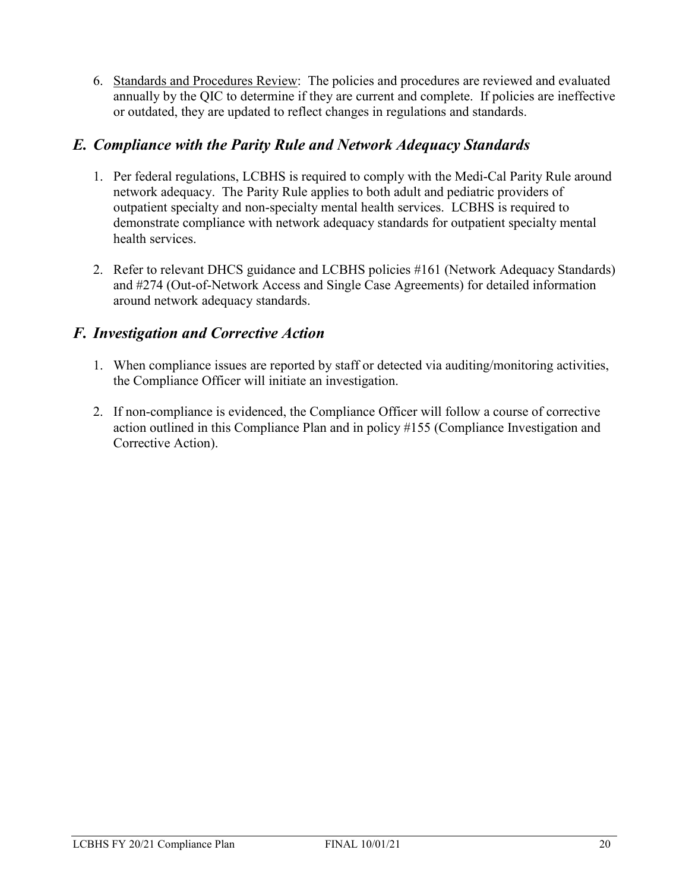6. Standards and Procedures Review: The policies and procedures are reviewed and evaluated annually by the QIC to determine if they are current and complete. If policies are ineffective or outdated, they are updated to reflect changes in regulations and standards.

## *E. Compliance with the Parity Rule and Network Adequacy Standards*

1. Per federal regulations, LCBHS is required to comply with the Medi-Cal Parity Rule around network adequacy. The Parity Rule applies to both adult and pediatric providers of outpatient specialty and non-specialty mental health services. LCBHS is required to demonstrate compliance with network adequacy standards for outpatient specialty mental health services.

2. Refer to relevant DHCS guidance and LCBHS policies #161 (Network Adequacy Standards) and #274 (Out-of-Network Access and Single Case Agreements) for detailed information around network adequacy standards.

## *F. Investigation and Corrective Action*

1. When compliance issues are reported by staff or detected via auditing/monitoring activities, the Compliance Officer will initiate an investigation.

2. If non-compliance is evidenced, the Compliance Officer will follow a course of corrective action outlined in this Compliance Plan and in policy #155 (Compliance Investigation and Corrective Action).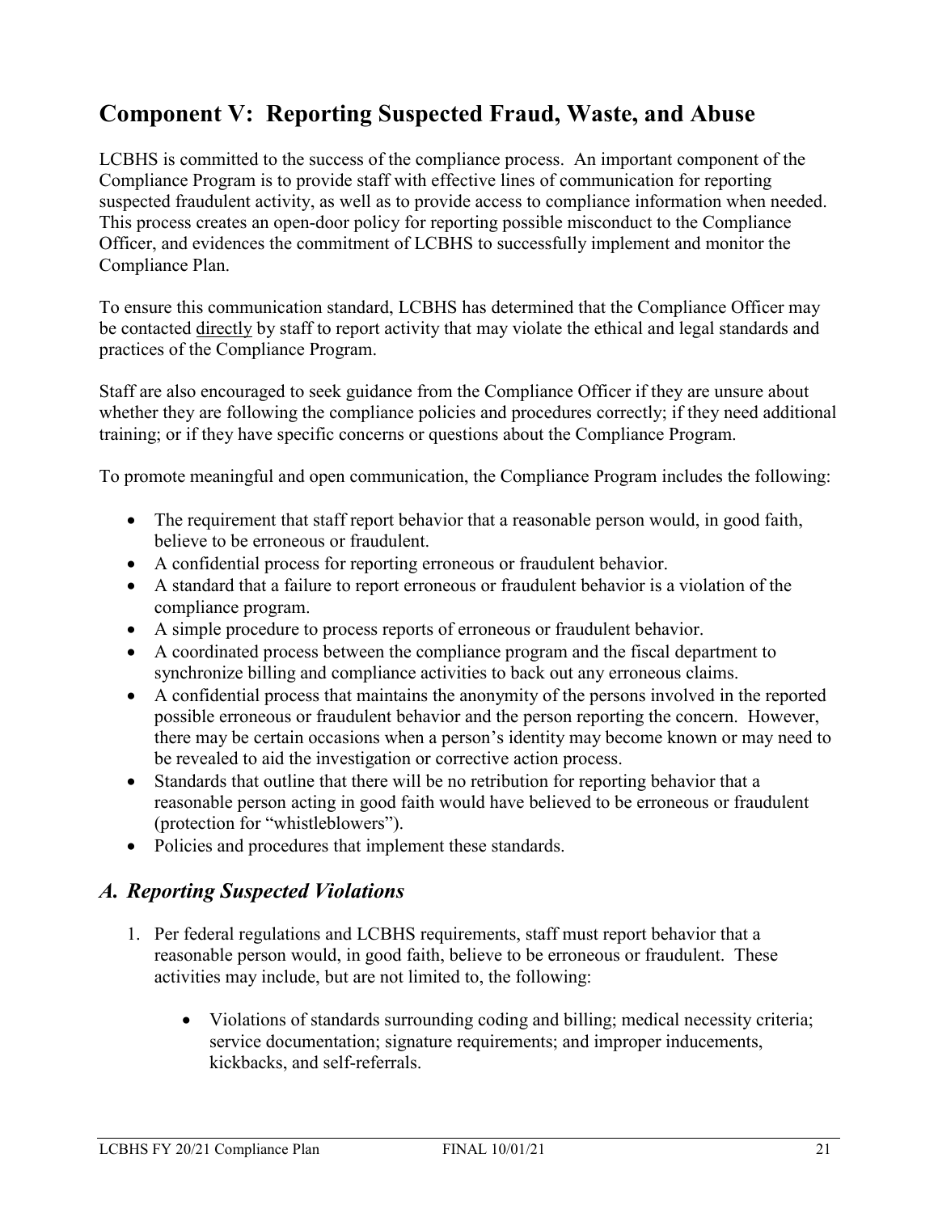## Component V: Reporting Suspected Fraud, Waste, and Abuse

LCBHS is committed to the success of the compliance process. An important component of the Compliance Program is to provide staff with effective lines of communication for reporting suspected fraudulent activity, as well as to provide access to compliance information when needed. This process creates an open-door policy for reporting possible misconduct to the Compliance Officer, and evidences the commitment of LCBHS to successfully implement and monitor the Compliance Plan.

To ensure this communication standard, LCBHS has determined that the Compliance Officer may be contacted directly by staff to report activity that may violate the ethical and legal standards and practices of the Compliance Program.

Staff are also encouraged to seek guidance from the Compliance Officer if they are unsure about whether they are following the compliance policies and procedures correctly; if they need additional training; or if they have specific concerns or questions about the Compliance Program.

To promote meaningful and open communication, the Compliance Program includes the following:

- The requirement that staff report behavior that a reasonable person would, in good faith, believe to be erroneous or fraudulent.
- A confidential process for reporting erroneous or fraudulent behavior.
- A standard that a failure to report erroneous or fraudulent behavior is a violation of the compliance program.
- A simple procedure to process reports of erroneous or fraudulent behavior.
- A coordinated process between the compliance program and the fiscal department to synchronize billing and compliance activities to back out any erroneous claims.
- A confidential process that maintains the anonymity of the persons involved in the reported possible erroneous or fraudulent behavior and the person reporting the concern. However, there may be certain occasions when a person's identity may become known or may need to be revealed to aid the investigation or corrective action process.
- Standards that outline that there will be no retribution for reporting behavior that a reasonable person acting in good faith would have believed to be erroneous or fraudulent (protection for "whistleblowers").
- Policies and procedures that implement these standards.

### *A. Reporting Suspected Violations*

1. Per federal regulations and LCBHS requirements, staff must report behavior that a reasonable person would, in good faith, believe to be erroneous or fraudulent. These activities may include, but are not limited to, the following:

    - Violations of standards surrounding coding and billing; medical necessity criteria; service documentation; signature requirements; and improper inducements, kickbacks, and self-referrals.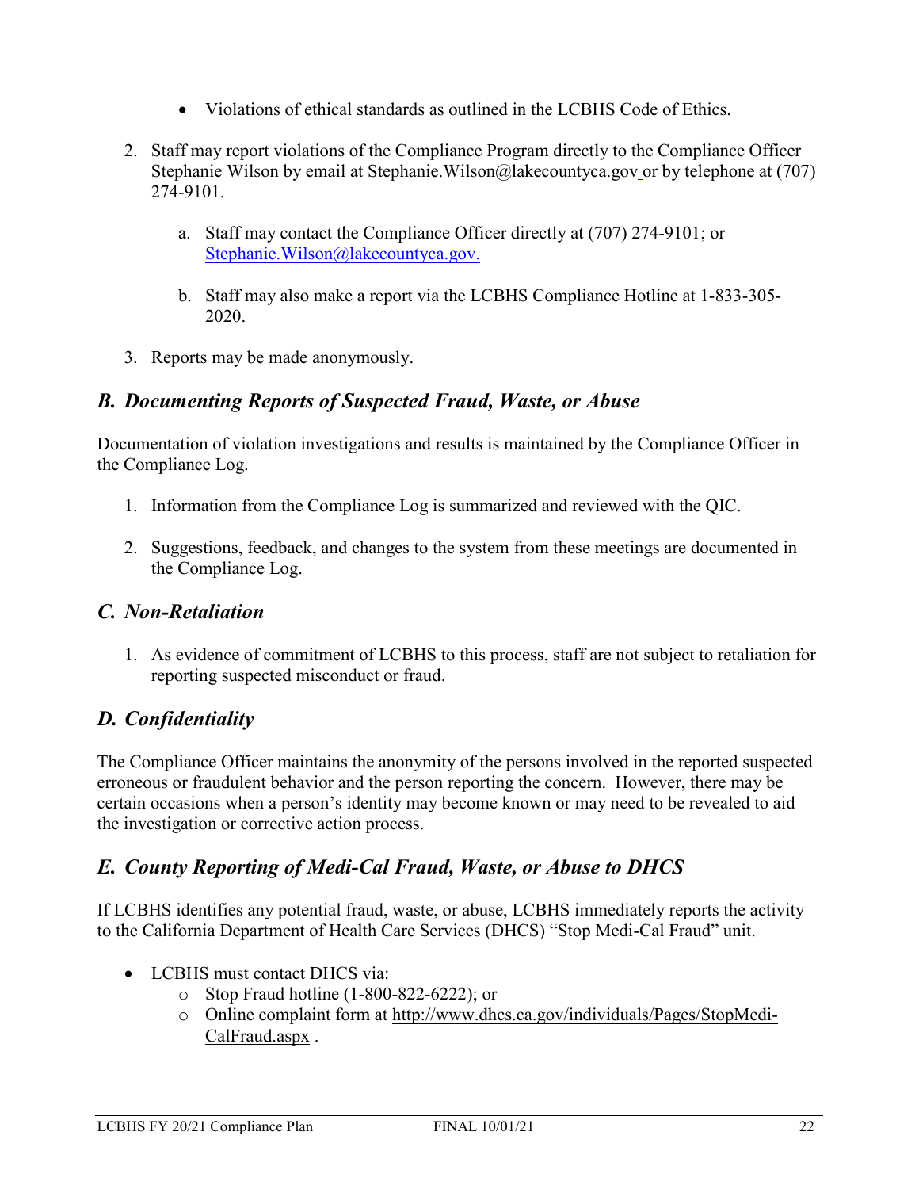- Violations of ethical standards as outlined in the LCBHS Code of Ethics.

2. Staff may report violations of the Compliance Program directly to the Compliance Officer Stephanie Wilson by email at Stephanie.Wilson@lakecountyca.gov or by telephone at (707) 274-9101.

    a. Staff may contact the Compliance Officer directly at (707) 274-9101; or Stephanie.Wilson@lakecountyca.gov.

    b. Staff may also make a report via the LCBHS Compliance Hotline at 1-833-305-2020.

3. Reports may be made anonymously.

## *B. Documenting Reports of Suspected Fraud, Waste, or Abuse*

Documentation of violation investigations and results is maintained by the Compliance Officer in the Compliance Log.

1. Information from the Compliance Log is summarized and reviewed with the QIC.

2. Suggestions, feedback, and changes to the system from these meetings are documented in the Compliance Log.

## *C. Non-Retaliation*

1. As evidence of commitment of LCBHS to this process, staff are not subject to retaliation for reporting suspected misconduct or fraud.

## *D. Confidentiality*

The Compliance Officer maintains the anonymity of the persons involved in the reported suspected erroneous or fraudulent behavior and the person reporting the concern. However, there may be certain occasions when a person's identity may become known or may need to be revealed to aid the investigation or corrective action process.

## *E. County Reporting of Medi-Cal Fraud, Waste, or Abuse to DHCS*

If LCBHS identifies any potential fraud, waste, or abuse, LCBHS immediately reports the activity to the California Department of Health Care Services (DHCS) "Stop Medi-Cal Fraud" unit.

- LCBHS must contact DHCS via:
    - Stop Fraud hotline (1-800-822-6222); or
    - Online complaint form at http://www.dhcs.ca.gov/individuals/Pages/StopMedi-CalFraud.aspx .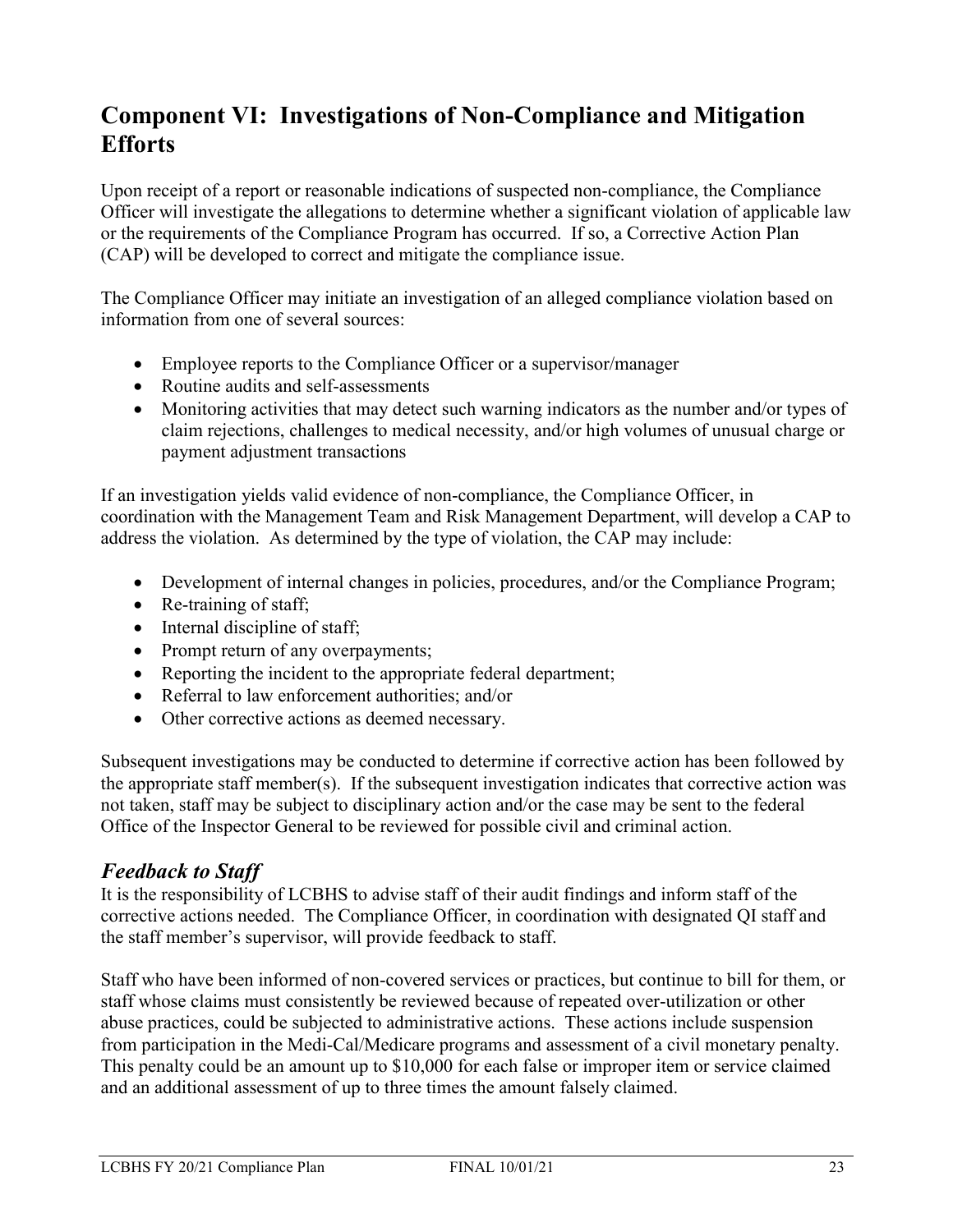## Component VI: Investigations of Non-Compliance and Mitigation Efforts

Upon receipt of a report or reasonable indications of suspected non-compliance, the Compliance Officer will investigate the allegations to determine whether a significant violation of applicable law or the requirements of the Compliance Program has occurred. If so, a Corrective Action Plan (CAP) will be developed to correct and mitigate the compliance issue.

The Compliance Officer may initiate an investigation of an alleged compliance violation based on information from one of several sources:

- Employee reports to the Compliance Officer or a supervisor/manager
- Routine audits and self-assessments
- Monitoring activities that may detect such warning indicators as the number and/or types of claim rejections, challenges to medical necessity, and/or high volumes of unusual charge or payment adjustment transactions

If an investigation yields valid evidence of non-compliance, the Compliance Officer, in coordination with the Management Team and Risk Management Department, will develop a CAP to address the violation. As determined by the type of violation, the CAP may include:

- Development of internal changes in policies, procedures, and/or the Compliance Program;
- Re-training of staff;
- Internal discipline of staff;
- Prompt return of any overpayments;
- Reporting the incident to the appropriate federal department;
- Referral to law enforcement authorities; and/or
- Other corrective actions as deemed necessary.

Subsequent investigations may be conducted to determine if corrective action has been followed by the appropriate staff member(s). If the subsequent investigation indicates that corrective action was not taken, staff may be subject to disciplinary action and/or the case may be sent to the federal Office of the Inspector General to be reviewed for possible civil and criminal action.

### *Feedback to Staff*

It is the responsibility of LCBHS to advise staff of their audit findings and inform staff of the corrective actions needed. The Compliance Officer, in coordination with designated QI staff and the staff member's supervisor, will provide feedback to staff.

Staff who have been informed of non-covered services or practices, but continue to bill for them, or staff whose claims must consistently be reviewed because of repeated over-utilization or other abuse practices, could be subjected to administrative actions. These actions include suspension from participation in the Medi-Cal/Medicare programs and assessment of a civil monetary penalty. This penalty could be an amount up to $10,000 for each false or improper item or service claimed and an additional assessment of up to three times the amount falsely claimed.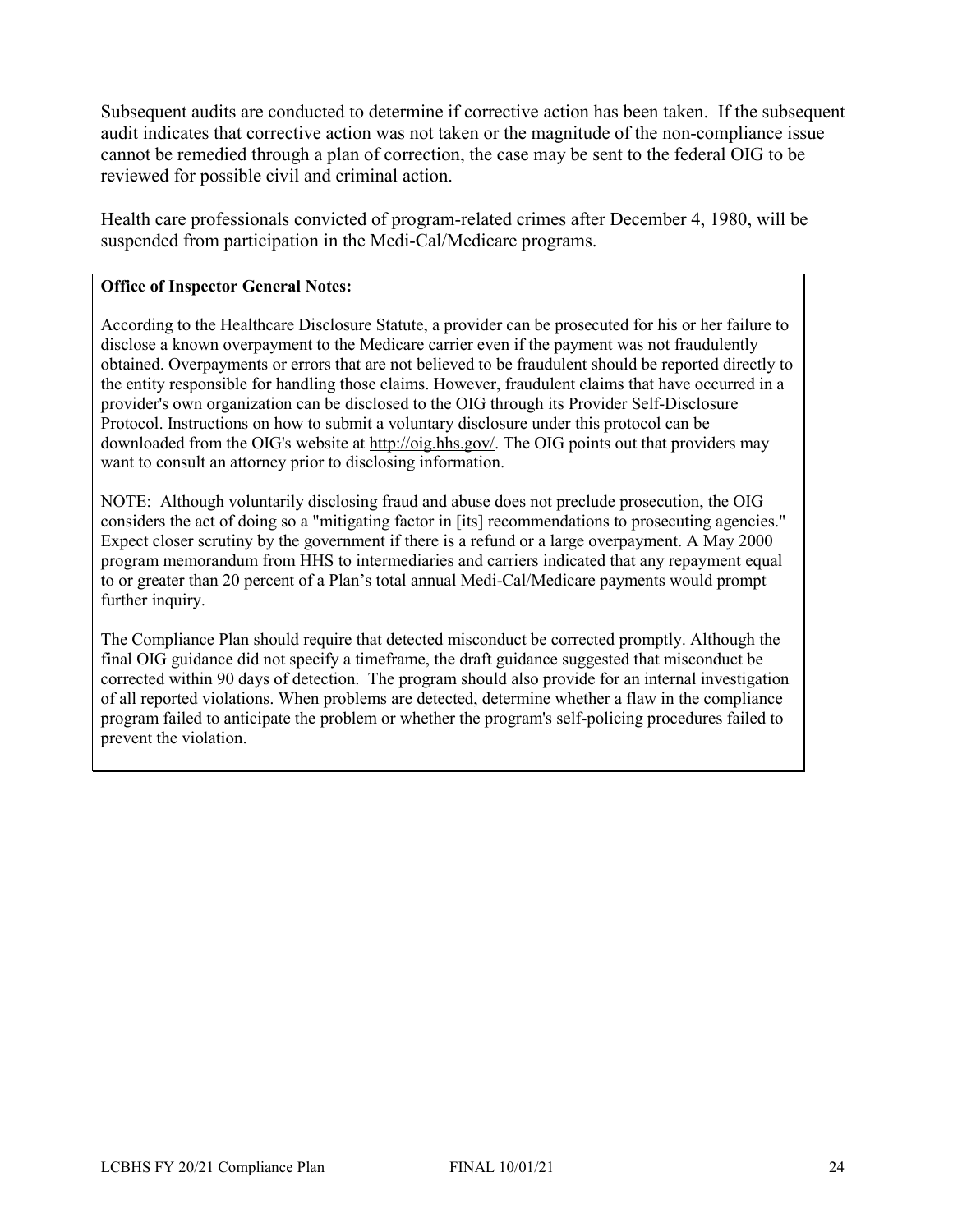Subsequent audits are conducted to determine if corrective action has been taken. If the subsequent audit indicates that corrective action was not taken or the magnitude of the non-compliance issue cannot be remedied through a plan of correction, the case may be sent to the federal OIG to be reviewed for possible civil and criminal action.

Health care professionals convicted of program-related crimes after December 4, 1980, will be suspended from participation in the Medi-Cal/Medicare programs.

**Office of Inspector General Notes:**

According to the Healthcare Disclosure Statute, a provider can be prosecuted for his or her failure to disclose a known overpayment to the Medicare carrier even if the payment was not fraudulently obtained. Overpayments or errors that are not believed to be fraudulent should be reported directly to the entity responsible for handling those claims. However, fraudulent claims that have occurred in a provider's own organization can be disclosed to the OIG through its Provider Self-Disclosure Protocol. Instructions on how to submit a voluntary disclosure under this protocol can be downloaded from the OIG's website at http://oig.hhs.gov/. The OIG points out that providers may want to consult an attorney prior to disclosing information.

NOTE: Although voluntarily disclosing fraud and abuse does not preclude prosecution, the OIG considers the act of doing so a "mitigating factor in [its] recommendations to prosecuting agencies." Expect closer scrutiny by the government if there is a refund or a large overpayment. A May 2000 program memorandum from HHS to intermediaries and carriers indicated that any repayment equal to or greater than 20 percent of a Plan's total annual Medi-Cal/Medicare payments would prompt further inquiry.

The Compliance Plan should require that detected misconduct be corrected promptly. Although the final OIG guidance did not specify a timeframe, the draft guidance suggested that misconduct be corrected within 90 days of detection. The program should also provide for an internal investigation of all reported violations. When problems are detected, determine whether a flaw in the compliance program failed to anticipate the problem or whether the program's self-policing procedures failed to prevent the violation.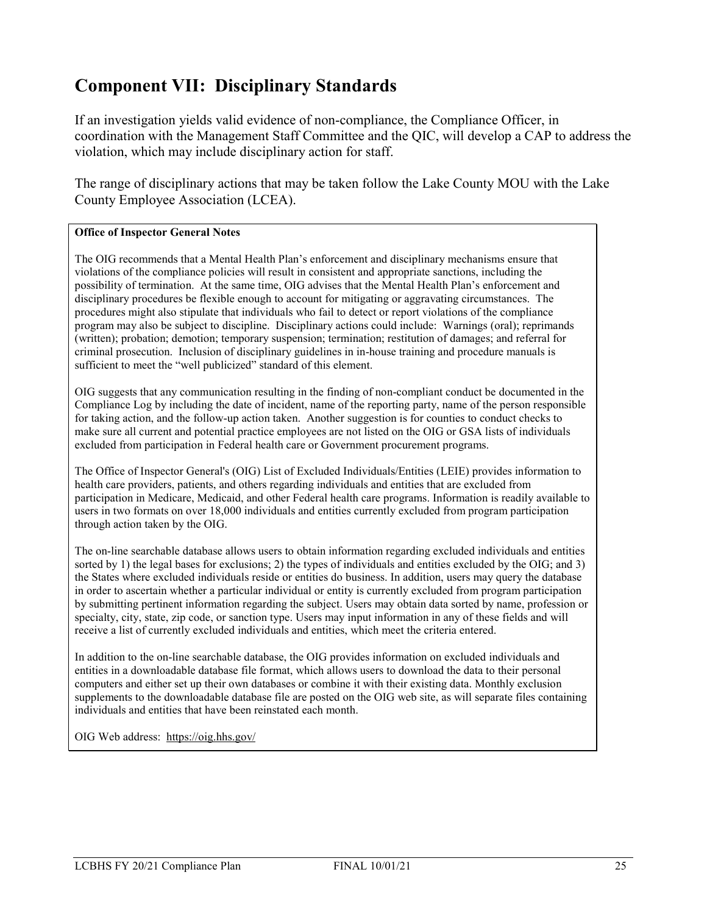## Component VII: Disciplinary Standards

If an investigation yields valid evidence of non-compliance, the Compliance Officer, in coordination with the Management Staff Committee and the QIC, will develop a CAP to address the violation, which may include disciplinary action for staff.

The range of disciplinary actions that may be taken follow the Lake County MOU with the Lake County Employee Association (LCEA).

**Office of Inspector General Notes**

The OIG recommends that a Mental Health Plan's enforcement and disciplinary mechanisms ensure that violations of the compliance policies will result in consistent and appropriate sanctions, including the possibility of termination. At the same time, OIG advises that the Mental Health Plan's enforcement and disciplinary procedures be flexible enough to account for mitigating or aggravating circumstances. The procedures might also stipulate that individuals who fail to detect or report violations of the compliance program may also be subject to discipline. Disciplinary actions could include: Warnings (oral); reprimands (written); probation; demotion; temporary suspension; termination; restitution of damages; and referral for criminal prosecution. Inclusion of disciplinary guidelines in in-house training and procedure manuals is sufficient to meet the "well publicized" standard of this element.

OIG suggests that any communication resulting in the finding of non-compliant conduct be documented in the Compliance Log by including the date of incident, name of the reporting party, name of the person responsible for taking action, and the follow-up action taken. Another suggestion is for counties to conduct checks to make sure all current and potential practice employees are not listed on the OIG or GSA lists of individuals excluded from participation in Federal health care or Government procurement programs.

The Office of Inspector General's (OIG) List of Excluded Individuals/Entities (LEIE) provides information to health care providers, patients, and others regarding individuals and entities that are excluded from participation in Medicare, Medicaid, and other Federal health care programs. Information is readily available to users in two formats on over 18,000 individuals and entities currently excluded from program participation through action taken by the OIG.

The on-line searchable database allows users to obtain information regarding excluded individuals and entities sorted by 1) the legal bases for exclusions; 2) the types of individuals and entities excluded by the OIG; and 3) the States where excluded individuals reside or entities do business. In addition, users may query the database in order to ascertain whether a particular individual or entity is currently excluded from program participation by submitting pertinent information regarding the subject. Users may obtain data sorted by name, profession or specialty, city, state, zip code, or sanction type. Users may input information in any of these fields and will receive a list of currently excluded individuals and entities, which meet the criteria entered.

In addition to the on-line searchable database, the OIG provides information on excluded individuals and entities in a downloadable database file format, which allows users to download the data to their personal computers and either set up their own databases or combine it with their existing data. Monthly exclusion supplements to the downloadable database file are posted on the OIG web site, as will separate files containing individuals and entities that have been reinstated each month.

OIG Web address: https://oig.hhs.gov/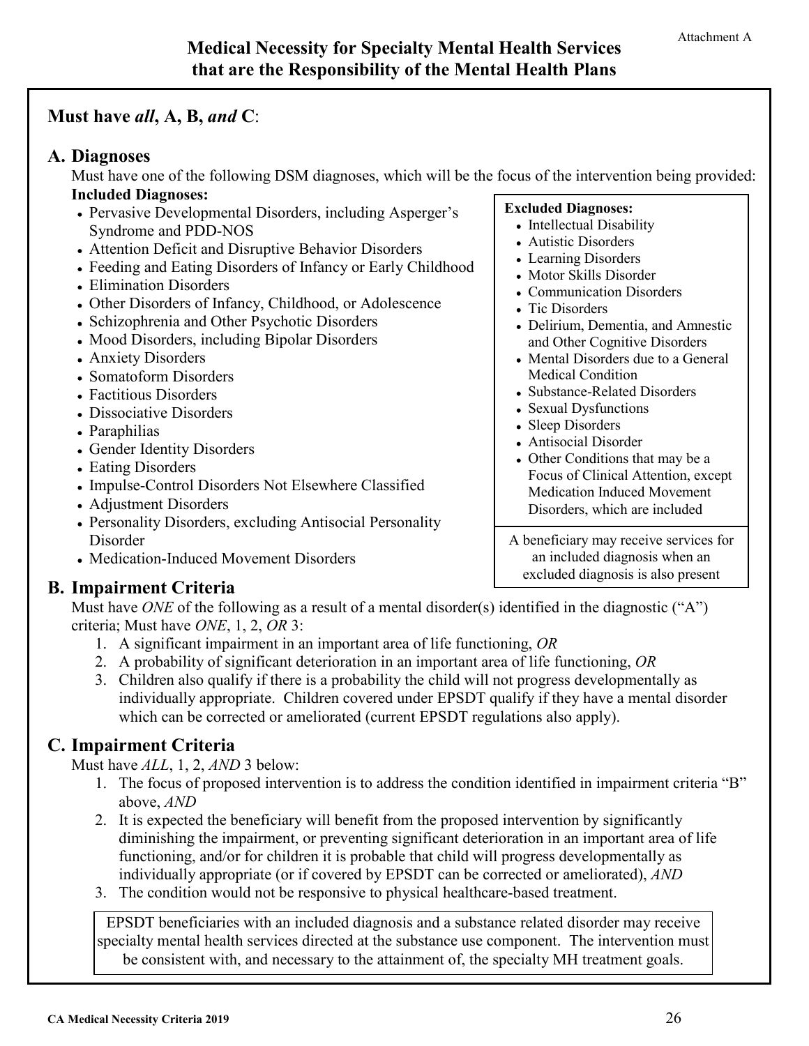# Medical Necessity for Specialty Mental Health Services that are the Responsibility of the Mental Health Plans

Attachment A

**Must have *all*, A, B, *and* C**:

## A. Diagnoses

Must have one of the following DSM diagnoses, which will be the focus of the intervention being provided:

**Included Diagnoses:**

- Pervasive Developmental Disorders, including Asperger's Syndrome and PDD-NOS
- Attention Deficit and Disruptive Behavior Disorders
- Feeding and Eating Disorders of Infancy or Early Childhood
- Elimination Disorders
- Other Disorders of Infancy, Childhood, or Adolescence
- Schizophrenia and Other Psychotic Disorders
- Mood Disorders, including Bipolar Disorders
- Anxiety Disorders
- Somatoform Disorders
- Factitious Disorders
- Dissociative Disorders
- Paraphilias
- Gender Identity Disorders
- Eating Disorders
- Impulse-Control Disorders Not Elsewhere Classified
- Adjustment Disorders
- Personality Disorders, excluding Antisocial Personality Disorder
- Medication-Induced Movement Disorders

**Excluded Diagnoses:**

- Intellectual Disability
- Autistic Disorders
- Learning Disorders
- Motor Skills Disorder
- Communication Disorders
- Tic Disorders
- Delirium, Dementia, and Amnestic and Other Cognitive Disorders
- Mental Disorders due to a General Medical Condition
- Substance-Related Disorders
- Sexual Dysfunctions
- Sleep Disorders
- Antisocial Disorder
- Other Conditions that may be a Focus of Clinical Attention, except Medication Induced Movement Disorders, which are included

A beneficiary may receive services for an included diagnosis when an excluded diagnosis is also present

## B. Impairment Criteria

Must have *ONE* of the following as a result of a mental disorder(s) identified in the diagnostic ("A") criteria; Must have *ONE*, 1, 2, *OR* 3:

1. A significant impairment in an important area of life functioning, *OR*
2. A probability of significant deterioration in an important area of life functioning, *OR*
3. Children also qualify if there is a probability the child will not progress developmentally as individually appropriate. Children covered under EPSDT qualify if they have a mental disorder which can be corrected or ameliorated (current EPSDT regulations also apply).

## C. Impairment Criteria

Must have *ALL*, 1, 2, *AND* 3 below:

1. The focus of proposed intervention is to address the condition identified in impairment criteria "B" above, *AND*
2. It is expected the beneficiary will benefit from the proposed intervention by significantly diminishing the impairment, or preventing significant deterioration in an important area of life functioning, and/or for children it is probable that child will progress developmentally as individually appropriate (or if covered by EPSDT can be corrected or ameliorated), *AND*
3. The condition would not be responsive to physical healthcare-based treatment.

EPSDT beneficiaries with an included diagnosis and a substance related disorder may receive specialty mental health services directed at the substance use component. The intervention must be consistent with, and necessary to the attainment of, the specialty MH treatment goals.